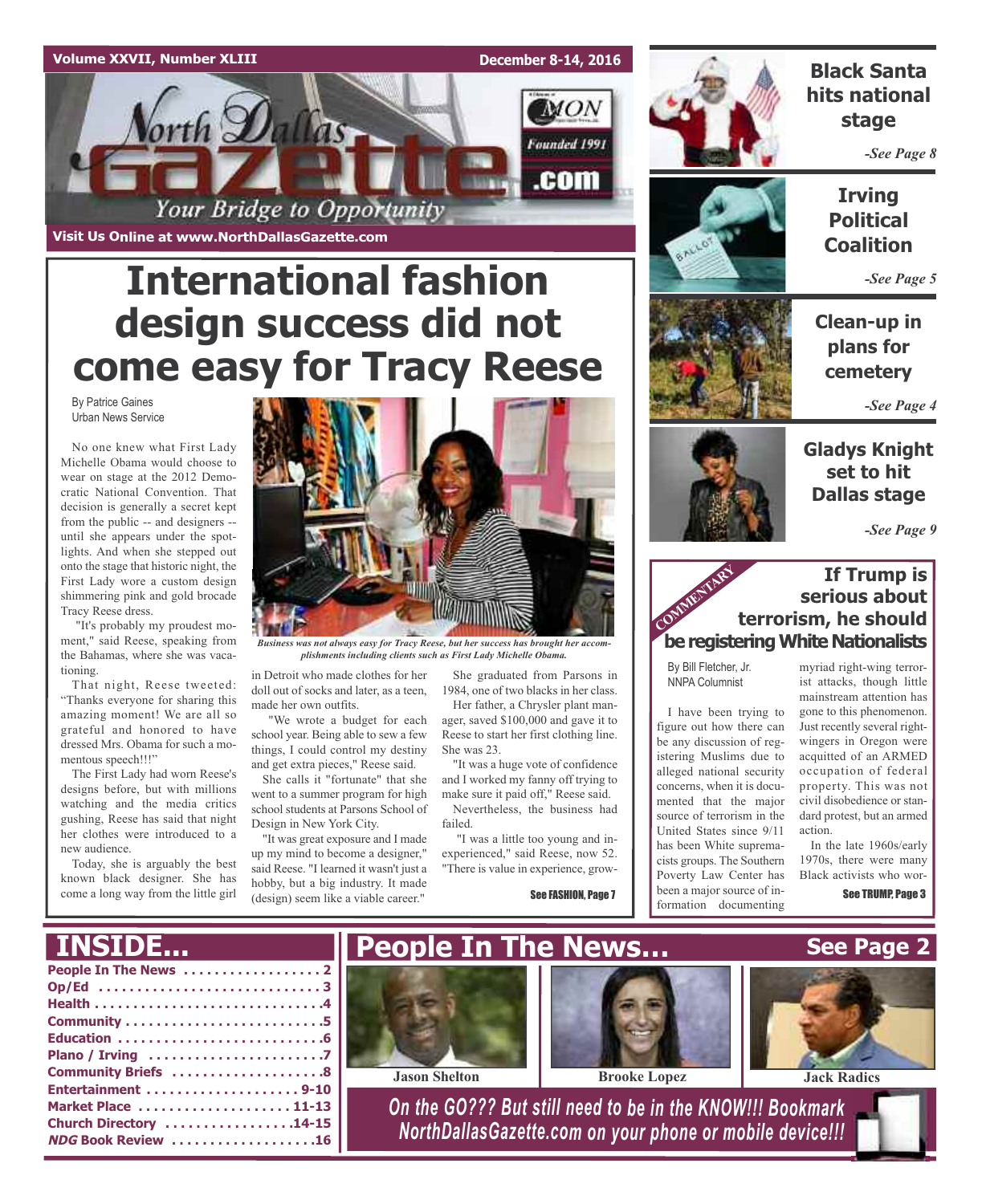Volume XXVII, Number XLIII | December 8-14, 2016

# North Dallas Gazette

Your Bridge to Opportunity

Founded 1991 | .com

Visit Us Online at www.NorthDallasGazette.com

# International fashion design success did not come easy for Tracy Reese

By Patrice Gaines
Urban News Service

No one knew what First Lady Michelle Obama would choose to wear on stage at the 2012 Democratic National Convention. That decision is generally a secret kept from the public -- and designers -- until she appears under the spotlights. And when she stepped out onto the stage that historic night, the First Lady wore a custom design shimmering pink and gold brocade Tracy Reese dress.

"It's probably my proudest moment," said Reese, speaking from the Bahamas, where she was vacationing.

That night, Reese tweeted: "Thanks everyone for sharing this amazing moment! We are all so grateful and honored to have dressed Mrs. Obama for such a momentous speech!!!"

The First Lady had worn Reese's designs before, but with millions watching and the media critics gushing, Reese has said that night her clothes were introduced to a new audience.

Today, she is arguably the best known black designer. She has come a long way from the little girl in Detroit who made clothes for her doll out of socks and later, as a teen, made her own outfits.

*Business was not always easy for Tracy Reese, but her success has brought her accomplishments including clients such as First Lady Michelle Obama.*

"We wrote a budget for each school year. Being able to sew a few things, I could control my destiny and get extra pieces," Reese said.

She calls it "fortunate" that she went to a summer program for high school students at Parsons School of Design in New York City.

"It was great exposure and I made up my mind to become a designer," said Reese. "I learned it wasn't just a hobby, but a big industry. It made (design) seem like a viable career."

She graduated from Parsons in 1984, one of two blacks in her class.

Her father, a Chrysler plant manager, saved $100,000 and gave it to Reese to start her first clothing line. She was 23.

"It was a huge vote of confidence and I worked my fanny off trying to make sure it paid off," Reese said.

Nevertheless, the business had failed.

"I was a little too young and inexperienced," said Reese, now 52. "There is value in experience, grow-

See FASHION, Page 7

## Black Santa hits national stage

*-See Page 8*

## Irving Political Coalition

*-See Page 5*

## Clean-up in plans for cemetery

*-See Page 4*

## Gladys Knight set to hit Dallas stage

*-See Page 9*

COMMENTARY

## If Trump is serious about terrorism, he should be registering White Nationalists

By Bill Fletcher, Jr.
NNPA Columnist

I have been trying to figure out how there can be any discussion of registering Muslims due to alleged national security concerns, when it is documented that the major source of terrorism in the United States since 9/11 has been White supremacists groups. The Southern Poverty Law Center has been a major source of information documenting myriad right-wing terrorist attacks, though little mainstream attention has gone to this phenomenon. Just recently several right-wingers in Oregon were acquitted of an ARMED occupation of federal property. This was not civil disobedience or standard protest, but an armed action.

In the late 1960s/early 1970s, there were many Black activists who wor-

See TRUMP, Page 3

## INSIDE...

- People In The News .................. 2
- Op/Ed .................. 3
- Health .................. 4
- Community .................. 5
- Education .................. 6
- Plano / Irving .................. 7
- Community Briefs .................. 8
- Entertainment .................. 9-10
- Market Place .................. 11-13
- Church Directory .................. 14-15
- *NDG* Book Review .................. 16

## People In The News... See Page 2

Jason Shelton | Brooke Lopez | Jack Radics

On the GO??? But still need to be in the KNOW!!! Bookmark NorthDallasGazette.com on your phone or mobile device!!!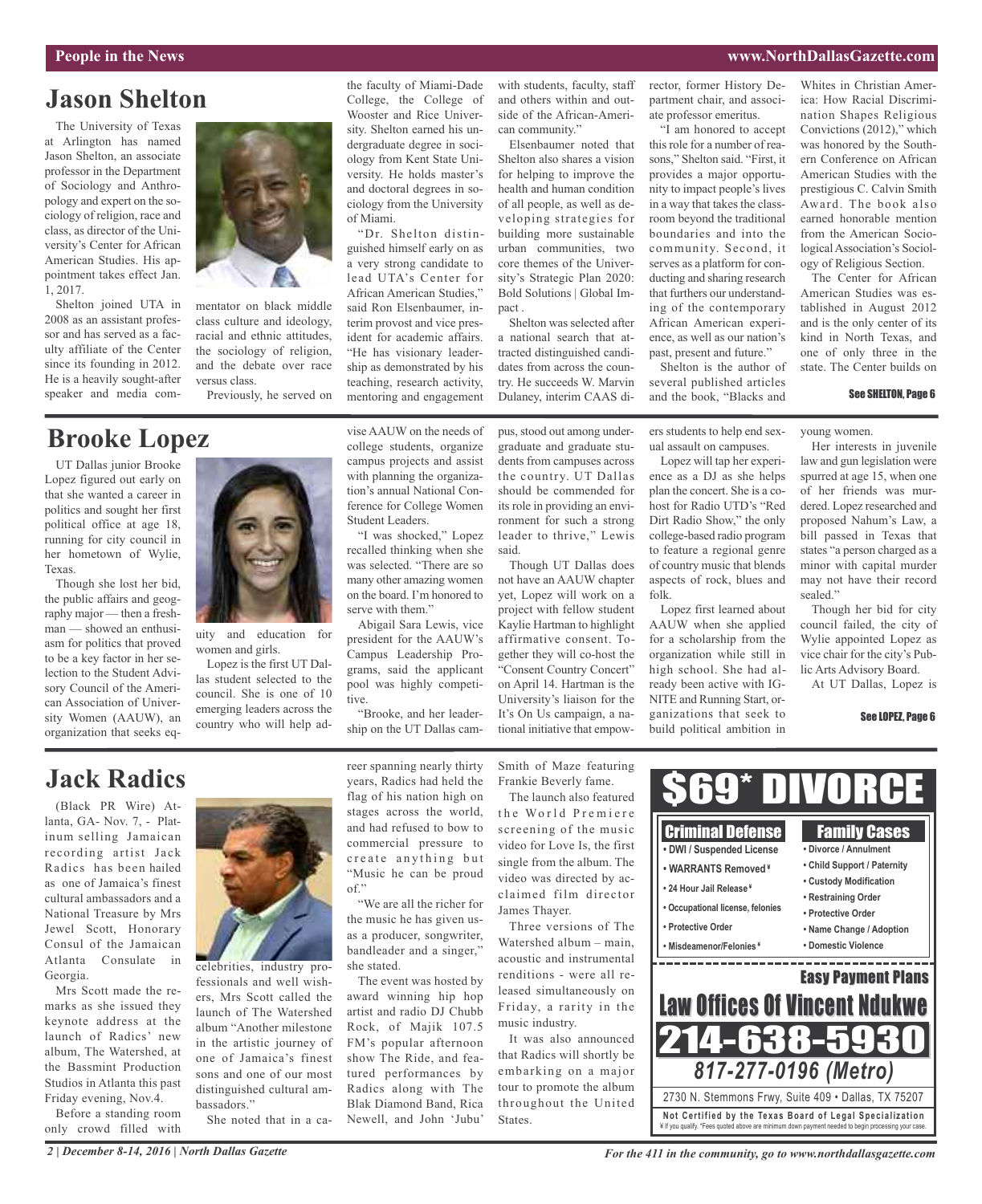# Jason Shelton

The University of Texas at Arlington has named Jason Shelton, an associate professor in the Department of Sociology and Anthropology and expert on the sociology of religion, race and class, as director of the University's Center for African American Studies. His appointment takes effect Jan. 1, 2017.

Shelton joined UTA in 2008 as an assistant professor and has served as a faculty affiliate of the Center since its founding in 2012. He is a heavily sought-after speaker and media commentator on black middle class culture and ideology, racial and ethnic attitudes, the sociology of religion, and the debate over race versus class.

Previously, he served on the faculty of Miami-Dade College, the College of Wooster and Rice University. Shelton earned his undergraduate degree in sociology from Kent State University. He holds master's and doctoral degrees in sociology from the University of Miami.

"Dr. Shelton distinguished himself early on as a very strong candidate to lead UTA's Center for African American Studies," said Ron Elsenbaumer, interim provost and vice president for academic affairs. "He has visionary leadership as demonstrated by his teaching, research activity, mentoring and engagement with students, faculty, staff and others within and outside of the African-American community."

Elsenbaumer noted that Shelton also shares a vision for helping to improve the health and human condition of all people, as well as developing strategies for building more sustainable urban communities, two core themes of the University's Strategic Plan 2020: Bold Solutions | Global Impact .

Shelton was selected after a national search that attracted distinguished candidates from across the country. He succeeds W. Marvin Dulaney, interim CAAS director, former History Department chair, and associate professor emeritus.

"I am honored to accept this role for a number of reasons," Shelton said. "First, it provides a major opportunity to impact people's lives in a way that takes the classroom beyond the traditional boundaries and into the community. Second, it serves as a platform for conducting and sharing research that furthers our understanding of the contemporary African American experience, as well as our nation's past, present and future."

Shelton is the author of several published articles and the book, "Blacks and Whites in Christian America: How Racial Discrimination Shapes Religious Convictions (2012)," which was honored by the Southern Conference on African American Studies with the prestigious C. Calvin Smith Award. The book also earned honorable mention from the American Sociological Association's Sociology of Religious Section.

The Center for African American Studies was established in August 2012 and is the only center of its kind in North Texas, and one of only three in the state. The Center builds on

See SHELTON, Page 6

# Brooke Lopez

UT Dallas junior Brooke Lopez figured out early on that she wanted a career in politics and sought her first political office at age 18, running for city council in her hometown of Wylie, Texas.

Though she lost her bid, the public affairs and geography major — then a freshman — showed an enthusiasm for politics that proved to be a key factor in her selection to the Student Advisory Council of the American Association of University Women (AAUW), an organization that seeks equity and education for women and girls.

Lopez is the first UT Dallas student selected to the council. She is one of 10 emerging leaders across the country who will help advise AAUW on the needs of college students, organize campus projects and assist with planning the organization's annual National Conference for College Women Student Leaders.

"I was shocked," Lopez recalled thinking when she was selected. "There are so many other amazing women on the board. I'm honored to serve with them."

Abigail Sara Lewis, vice president for the AAUW's Campus Leadership Programs, said the applicant pool was highly competitive.

"Brooke, and her leadership on the UT Dallas campus, stood out among undergraduate and graduate students from campuses across the country. UT Dallas should be commended for its role in providing an environment for such a strong leader to thrive," Lewis said.

Though UT Dallas does not have an AAUW chapter yet, Lopez will work on a project with fellow student Kaylie Hartman to highlight affirmative consent. Together they will co-host the "Consent Country Concert" on April 14. Hartman is the University's liaison for the It's On Us campaign, a national initiative that empowers students to help end sexual assault on campuses.

Lopez will tap her experience as a DJ as she helps plan the concert. She is a cohost for Radio UTD's "Red Dirt Radio Show," the only college-based radio program to feature a regional genre of country music that blends aspects of rock, blues and folk.

Lopez first learned about AAUW when she applied for a scholarship from the organization while still in high school. She had already been active with IGNITE and Running Start, organizations that seek to build political ambition in young women.

Her interests in juvenile law and gun legislation were spurred at age 15, when one of her friends was murdered. Lopez researched and proposed Nahum's Law, a bill passed in Texas that states "a person charged as a minor with capital murder may not have their record sealed."

Though her bid for city council failed, the city of Wylie appointed Lopez as vice chair for the city's Public Arts Advisory Board.

At UT Dallas, Lopez is

See LOPEZ, Page 6

# Jack Radics

(Black PR Wire) Atlanta, GA- Nov. 7, - Platinum selling Jamaican recording artist Jack Radics has been hailed as one of Jamaica's finest cultural ambassadors and a National Treasure by Mrs Jewel Scott, Honorary Consul of the Jamaican Atlanta Consulate in Georgia.

Mrs Scott made the remarks as she issued they keynote address at the launch of Radics' new album, The Watershed, at the Bassmint Production Studios in Atlanta this past Friday evening, Nov.4.

Before a standing room only crowd filled with celebrities, industry professionals and well wishers, Mrs Scott called the launch of The Watershed album "Another milestone in the artistic journey of one of Jamaica's finest sons and one of our most distinguished cultural ambassadors."

She noted that in a career spanning nearly thirty years, Radics had held the flag of his nation high on stages across the world, and had refused to bow to commercial pressure to create anything but "Music he can be proud of."

"We are all the richer for the music he has given usas a producer, songwriter, bandleader and a singer," she stated.

The event was hosted by award winning hip hop artist and radio DJ Chubb Rock, of Majik 107.5 FM's popular afternoon show The Ride, and featured performances by Radics along with The Blak Diamond Band, Rica Newell, and John 'Jubu' Smith of Maze featuring Frankie Beverly fame.

The launch also featured the World Premiere screening of the music video for Love Is, the first single from the album. The video was directed by acclaimed film director James Thayer.

Three versions of The Watershed album – main, acoustic and instrumental renditions - were all released simultaneously on Friday, a rarity in the music industry.

It was also announced that Radics will shortly be embarking on a major tour to promote the album throughout the United States.

$69* DIVORCE

**Criminal Defense**
- DWI / Suspended License
- WARRANTS Removed ¥
- 24 Hour Jail Release ¥
- Occupational license, felonies
- Protective Order
- Misdeamenor/Felonies ¥

**Family Cases**
- Divorce / Annulment
- Child Support / Paternity
- Custody Modification
- Restraining Order
- Protective Order
- Name Change / Adoption
- Domestic Violence

Easy Payment Plans

Law Offices Of Vincent Ndukwe

214-638-5930

*817-277-0196 (Metro)*

2730 N. Stemmons Frwy, Suite 409 • Dallas, TX 75207

Not Certified by the Texas Board of Legal Specialization

¥ If you qualify. *Fees quoted above are minimum down payment needed to begin processing your case.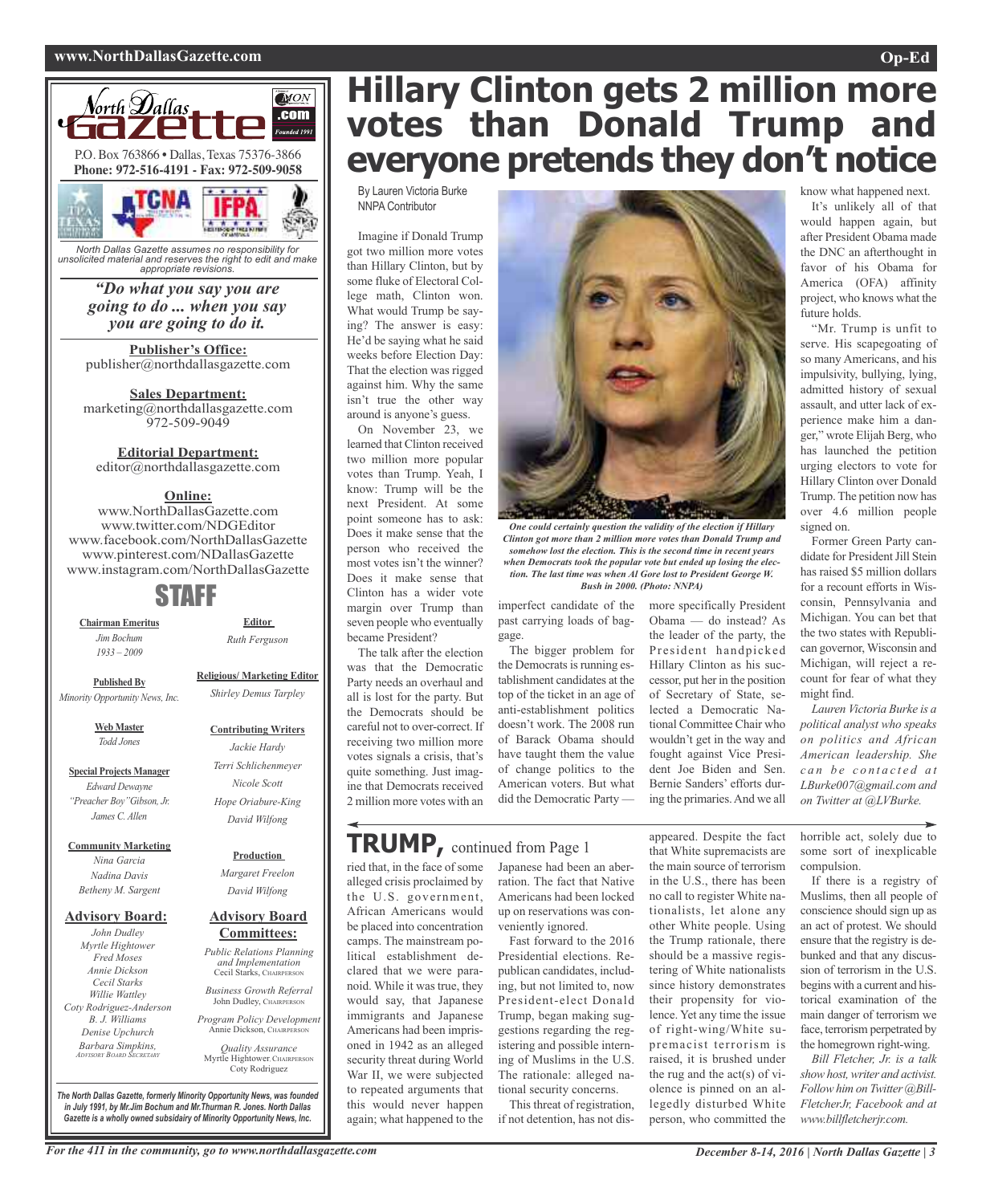North Dallas Gazette

P.O. Box 763866 • Dallas, Texas 75376-3866
**Phone: 972-516-4191 - Fax: 972-509-9058**

*North Dallas Gazette assumes no responsibility for unsolicited material and reserves the right to edit and make appropriate revisions.*

***"Do what you say you are going to do ... when you say you are going to do it.***

**Publisher's Office:**
publisher@northdallasgazette.com

**Sales Department:**
marketing@northdallasgazette.com
972-509-9049

**Editorial Department:**
editor@northdallasgazette.com

**Online:**
www.NorthDallasGazette.com
www.twitter.com/NDGEditor
www.facebook.com/NorthDallasGazette
www.pinterest.com/NDallasGazette
www.instagram.com/NorthDallasGazette

## STAFF

**Chairman Emeritus**
*Jim Bochum*
*1933 – 2009*

**Editor**
*Ruth Ferguson*

**Published By**
*Minority Opportunity News, Inc.*

**Religious/ Marketing Editor**
*Shirley Demus Tarpley*

**Web Master**
*Todd Jones*

**Contributing Writers**
*Jackie Hardy*
*Terri Schlichenmeyer*
*Nicole Scott*
*Hope Oriabure-King*
*David Wilfong*

**Special Projects Manager**
*Edward Dewayne "Preacher Boy" Gibson, Jr.*
*James C. Allen*

**Community Marketing**
*Nina Garcia*
*Nadina Davis*
*Betheny M. Sargent*

**Production**
*Margaret Freelon*
*David Wilfong*

**Advisory Board:**
*John Dudley*
*Myrtle Hightower*
*Fred Moses*
*Annie Dickson*
*Cecil Starks*
*Willie Wattley*
*Coty Rodriguez-Anderson*
*B. J. Williams*
*Denise Upchurch*
*Barbara Simpkins, Advisory Board Secretary*

**Advisory Board Committees:**
*Public Relations Planning and Implementation* Cecil Starks, Chairperson
*Business Growth Referral* John Dudley, Chairperson
*Program Policy Development* Annie Dickson, Chairperson
*Quality Assurance* Myrtle Hightower, Chairperson, Coty Rodriguez

***The North Dallas Gazette, formerly Minority Opportunity News, was founded in July 1991, by Mr.Jim Bochum and Mr.Thurman R. Jones. North Dallas Gazette is a wholly owned subsidairy of Minority Opportunity News, Inc.***

# Hillary Clinton gets 2 million more votes than Donald Trump and everyone pretends they don't notice

By Lauren Victoria Burke
NNPA Contributor

Imagine if Donald Trump got two million more votes than Hillary Clinton, but by some fluke of Electoral College math, Clinton won. What would Trump be saying? The answer is easy: He'd be saying what he said weeks before Election Day: That the election was rigged against him. Why the same isn't true the other way around is anyone's guess.

On November 23, we learned that Clinton received two million more popular votes than Trump. Yeah, I know: Trump will be the next President. At some point someone has to ask: Does it make sense that the person who received the most votes isn't the winner? Does it make sense that Clinton has a wider vote margin over Trump than seven people who eventually became President?

The talk after the election was that the Democratic Party needs an overhaul and all is lost for the party. But the Democrats should be careful not to over-correct. If receiving two million more votes signals a crisis, that's quite something. Just imagine that Democrats received 2 million more votes with an imperfect candidate of the past carrying loads of baggage.

*One could certainly question the validity of the election if Hillary Clinton got more than 2 million more votes than Donald Trump and somehow lost the election. This is the second time in recent years when Democrats took the popular vote but ended up losing the election. The last time was when Al Gore lost to President George W. Bush in 2000. (Photo: NNPA)*

The bigger problem for the Democrats is running establishment candidates at the top of the ticket in an age of anti-establishment politics doesn't work. The 2008 run of Barack Obama should have taught them the value of change politics to the American voters. But what did the Democratic Party — more specifically President Obama — do instead? As the leader of the party, the President handpicked Hillary Clinton as his successor, put her in the position of Secretary of State, selected a Democratic National Committee Chair who wouldn't get in the way and fought against Vice President Joe Biden and Sen. Bernie Sanders' efforts during the primaries. And we all know what happened next.

It's unlikely all of that would happen again, but after President Obama made the DNC an afterthought in favor of his Obama for America (OFA) affinity project, who knows what the future holds.

"Mr. Trump is unfit to serve. His scapegoating of so many Americans, and his impulsivity, bullying, lying, admitted history of sexual assault, and utter lack of experience make him a danger," wrote Elijah Berg, who has launched the petition urging electors to vote for Hillary Clinton over Donald Trump. The petition now has over 4.6 million people signed on.

Former Green Party candidate for President Jill Stein has raised $5 million dollars for a recount efforts in Wisconsin, Pennsylvania and Michigan. You can bet that the two states with Republican governor, Wisconsin and Michigan, will reject a recount for fear of what they might find.

*Lauren Victoria Burke is a political analyst who speaks on politics and African American leadership. She can be contacted at LBurke007@gmail.com and on Twitter at @LVBurke.*

## TRUMP, continued from Page 1

ried that, in the face of some alleged crisis proclaimed by the U.S. government, African Americans would be placed into concentration camps. The mainstream political establishment declared that we were paranoid. While it was true, they would say, that Japanese immigrants and Japanese Americans had been imprisoned in 1942 as an alleged security threat during World War II, we were subjected to repeated arguments that this would never happen again; what happened to the Japanese had been an aberration. The fact that Native Americans had been locked up on reservations was conveniently ignored.

Fast forward to the 2016 Presidential elections. Republican candidates, including, but not limited to, now President-elect Donald Trump, began making suggestions regarding the registering and possible interning of Muslims in the U.S. The rationale: alleged national security concerns.

This threat of registration, if not detention, has not disappeared. Despite the fact that White supremacists are the main source of terrorism in the U.S., there has been no call to register White nationalists, let alone any other White people. Using the Trump rationale, there should be a massive registering of White nationalists since history demonstrates their propensity for violence. Yet any time the issue of right-wing/White supremacist terrorism is raised, it is brushed under the rug and the act(s) of violence is pinned on an allegedly disturbed White person, who committed the horrible act, solely due to some sort of inexplicable compulsion.

If there is a registry of Muslims, then all people of conscience should sign up as an act of protest. We should ensure that the registry is debunked and that any discussion of terrorism in the U.S. begins with a current and historical examination of the main danger of terrorism we face, terrorism perpetrated by the homegrown right-wing.

*Bill Fletcher, Jr. is a talk show host, writer and activist. Follow him on Twitter @BillFletcherJr, Facebook and at www.billfletcherjr.com.*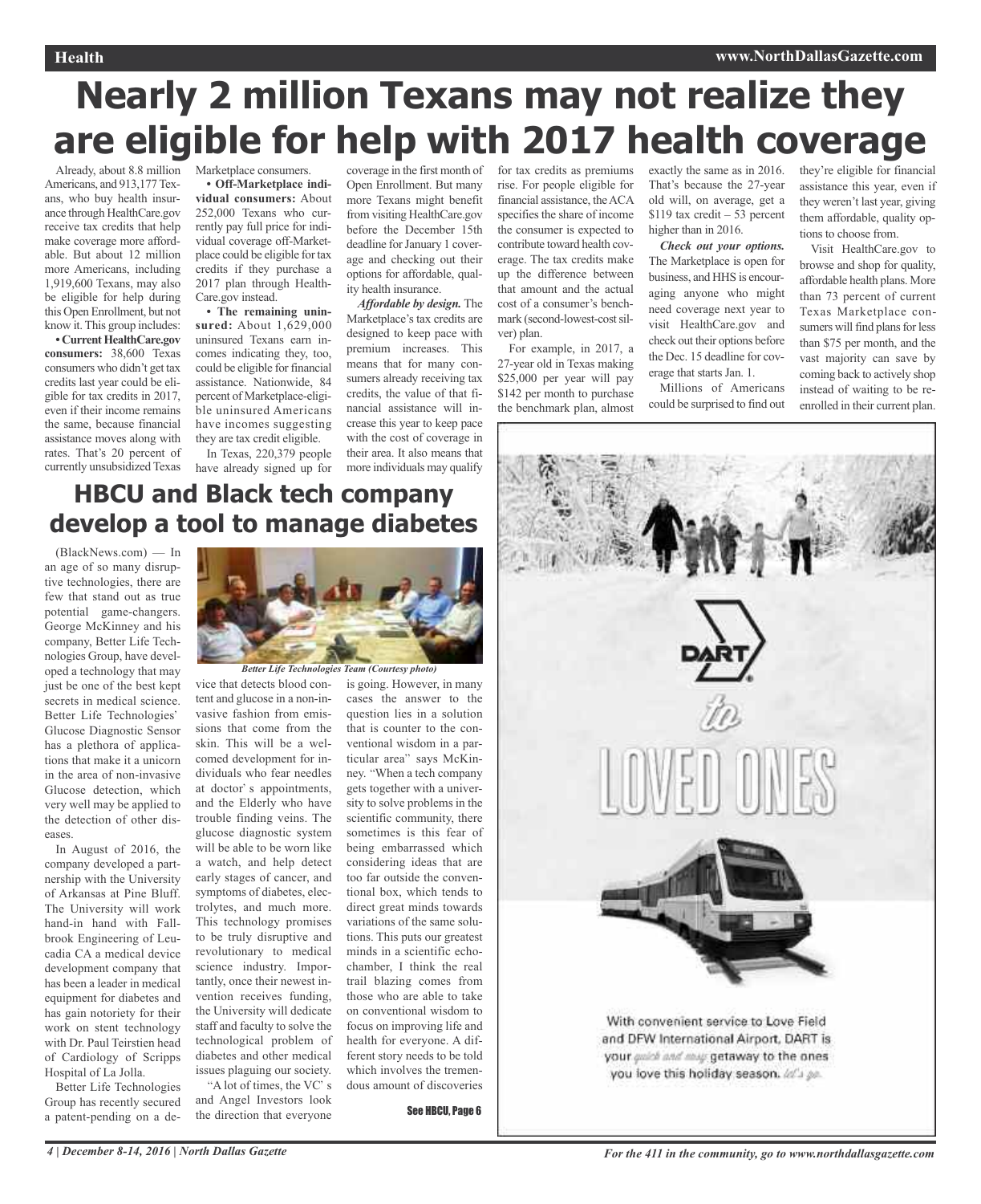# Nearly 2 million Texans may not realize they are eligible for help with 2017 health coverage

Already, about 8.8 million Americans, and 913,177 Texans, who buy health insurance through HealthCare.gov receive tax credits that help make coverage more affordable. But about 12 million more Americans, including 1,919,600 Texans, may also be eligible for help during this Open Enrollment, but not know it. This group includes:

- **Current HealthCare.gov consumers:** 38,600 Texas consumers who didn't get tax credits last year could be eligible for tax credits in 2017, even if their income remains the same, because financial assistance moves along with rates. That's 20 percent of currently unsubsidized Texas Marketplace consumers.
- **Off-Marketplace individual consumers:** About 252,000 Texans who currently pay full price for individual coverage off-Marketplace could be eligible for tax credits if they purchase a 2017 plan through HealthCare.gov instead.
- **The remaining uninsured:** About 1,629,000 uninsured Texans earn incomes indicating they, too, could be eligible for financial assistance. Nationwide, 84 percent of Marketplace-eligible uninsured Americans have incomes suggesting they are tax credit eligible.

In Texas, 220,379 people have already signed up for coverage in the first month of Open Enrollment. But many more Texans might benefit from visiting HealthCare.gov before the December 15th deadline for January 1 coverage and checking out their options for affordable, quality health insurance.

***Affordable by design.*** The Marketplace's tax credits are designed to keep pace with premium increases. This means that for many consumers already receiving tax credits, the value of that financial assistance will increase this year to keep pace with the cost of coverage in their area. It also means that more individuals may qualify for tax credits as premiums rise. For people eligible for financial assistance, the ACA specifies the share of income the consumer is expected to contribute toward health coverage. The tax credits make up the difference between that amount and the actual cost of a consumer's benchmark (second-lowest-cost silver) plan.

For example, in 2017, a 27-year old in Texas making $25,000 per year will pay $142 per month to purchase the benchmark plan, almost exactly the same as in 2016. That's because the 27-year old will, on average, get a $119 tax credit – 53 percent higher than in 2016.

***Check out your options.*** The Marketplace is open for business, and HHS is encouraging anyone who might need coverage next year to visit HealthCare.gov and check out their options before the Dec. 15 deadline for coverage that starts Jan. 1.

Millions of Americans could be surprised to find out they're eligible for financial assistance this year, even if they weren't last year, giving them affordable, quality options to choose from.

Visit HealthCare.gov to browse and shop for quality, affordable health plans. More than 73 percent of current Texas Marketplace consumers will find plans for less than $75 per month, and the vast majority can save by coming back to actively shop instead of waiting to be re-enrolled in their current plan.

## HBCU and Black tech company develop a tool to manage diabetes

(BlackNews.com) — In an age of so many disruptive technologies, there are few that stand out as true potential game-changers. George McKinney and his company, Better Life Technologies Group, have developed a technology that may just be one of the best kept secrets in medical science. Better Life Technologies' Glucose Diagnostic Sensor has a plethora of applications that make it a unicorn in the area of non-invasive Glucose detection, which very well may be applied to the detection of other diseases.

In August of 2016, the company developed a partnership with the University of Arkansas at Pine Bluff. The University will work hand-in hand with Fallbrook Engineering of Leucadia CA a medical device development company that has been a leader in medical equipment for diabetes and has gain notoriety for their work on stent technology with Dr. Paul Teirstien head of Cardiology of Scripps Hospital of La Jolla.

Better Life Technologies Group has recently secured a patent-pending on a device that detects blood content and glucose in a non-invasive fashion from emissions that come from the skin. This will be a welcomed development for individuals who fear needles at doctor' s appointments, and the Elderly who have trouble finding veins. The glucose diagnostic system will be able to be worn like a watch, and help detect early stages of cancer, and symptoms of diabetes, electrolytes, and much more. This technology promises to be truly disruptive and revolutionary to medical science industry. Importantly, once their newest invention receives funding, the University will dedicate staff and faculty to solve the technological problem of diabetes and other medical issues plaguing our society.

*Better Life Technologies Team (Courtesy photo)*

"A lot of times, the VC' s and Angel Investors look the direction that everyone is going. However, in many cases the answer to the question lies in a solution that is counter to the conventional wisdom in a particular area" says McKinney. "When a tech company gets together with a university to solve problems in the scientific community, there sometimes is this fear of being embarrassed which considering ideas that are too far outside the conventional box, which tends to direct great minds towards variations of the same solutions. This puts our greatest minds in a scientific echo-chamber, I think the real trail blazing comes from those who are able to take on conventional wisdom to focus on improving life and health for everyone. A different story needs to be told which involves the tremendous amount of discoveries

See HBCU, Page 6

DART to LOVED ONES

With convenient service to Love Field and DFW International Airport, DART is your quick and easy getaway to the ones you love this holiday season. let's go.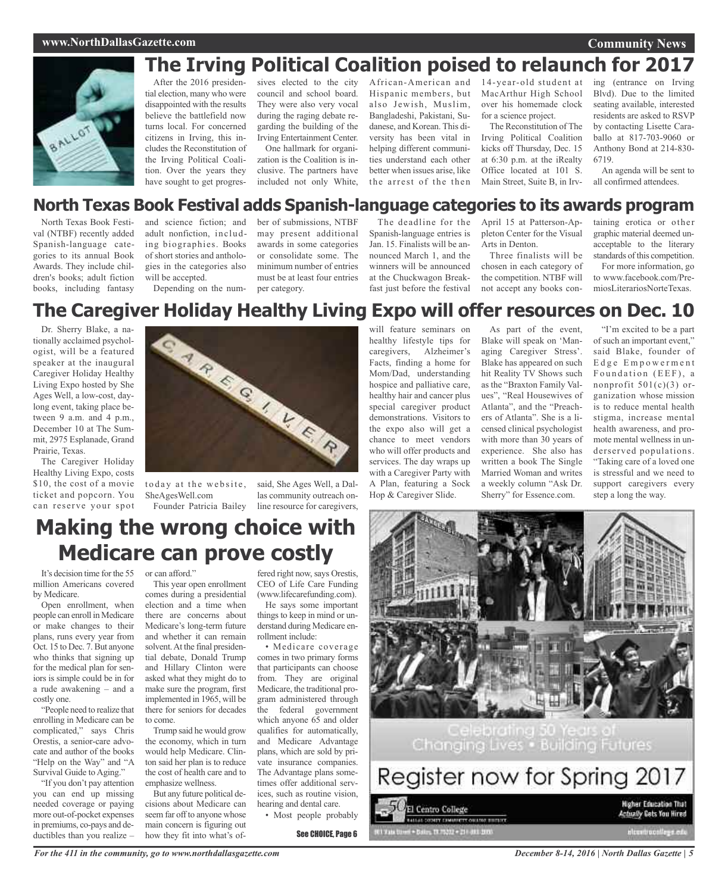# The Irving Political Coalition poised to relaunch for 2017

After the 2016 presidential election, many who were disappointed with the results believe the battlefield now turns local. For concerned citizens in Irving, this includes the Reconstitution of the Irving Political Coalition. Over the years they have sought to get progressives elected to the city council and school board. They were also very vocal during the raging debate regarding the building of the Irving Entertainment Center.

One hallmark for organization is the Coalition is inclusive. The partners have included not only White, African-American and Hispanic members, but also Jewish, Muslim, Bangladeshi, Pakistani, Sudanese, and Korean. This diversity has been vital in helping different communities understand each other better when issues arise, like the arrest of the then 14-year-old student at MacArthur High School over his homemade clock for a science project.

The Reconstitution of The Irving Political Coalition kicks off Thursday, Dec. 15 at 6:30 p.m. at the iRealty Office located at 101 S. Main Street, Suite B, in Irving (entrance on Irving Blvd). Due to the limited seating available, interested residents are asked to RSVP by contacting Lisette Caraballo at 817-703-9060 or Anthony Bond at 214-830-6719.

An agenda will be sent to all confirmed attendees.

# North Texas Book Festival adds Spanish-language categories to its awards program

North Texas Book Festival (NTBF) recently added Spanish-language categories to its annual Book Awards. They include children's books; adult fiction books, including fantasy and science fiction; and adult nonfiction, including biographies. Books of short stories and anthologies in the categories also will be accepted.

Depending on the number of submissions, NTBF may present additional awards in some categories or consolidate some. The minimum number of entries must be at least four entries per category.

The deadline for the Spanish-language entries is Jan. 15. Finalists will be announced March 1, and the winners will be announced at the Chuckwagon Breakfast just before the festival April 15 at Patterson-Appleton Center for the Visual Arts in Denton.

Three finalists will be chosen in each category of the competition. NTBF will not accept any books containing erotica or other graphic material deemed unacceptable to the literary standards of this competition.

For more information, go to www.facebook.com/PremiosLiterariosNorteTexas.

# The Caregiver Holiday Healthy Living Expo will offer resources on Dec. 10

Dr. Sherry Blake, a nationally acclaimed psychologist, will be a featured speaker at the inaugural Caregiver Holiday Healthy Living Expo hosted by She Ages Well, a low-cost, daylong event, taking place between 9 a.m. and 4 p.m., December 10 at The Summit, 2975 Esplanade, Grand Prairie, Texas.

The Caregiver Holiday Healthy Living Expo, costs $10, the cost of a movie ticket and popcorn. You can reserve your spot today at the website, SheAgesWell.com

Founder Patricia Bailey said, She Ages Well, a Dallas community outreach online resource for caregivers, will feature seminars on healthy lifestyle tips for caregivers, Alzheimer's Facts, finding a home for Mom/Dad, understanding hospice and palliative care, healthy hair and cancer plus special caregiver product demonstrations. Visitors to the expo also will get a chance to meet vendors who will offer products and services. The day wraps up with a Caregiver Party with A Plan, featuring a Sock Hop & Caregiver Slide.

As part of the event, Blake will speak on 'Managing Caregiver Stress'. Blake has appeared on such hit Reality TV Shows such as the "Braxton Family Values", "Real Housewives of Atlanta", and the "Preachers of Atlanta". She is a licensed clinical psychologist with more than 30 years of experience. She also has written a book The Single Married Woman and writes a weekly column "Ask Dr. Sherry" for Essence.com.

"I'm excited to be a part of such an important event," said Blake, founder of Edge Empowerment Foundation (EEF), a nonprofit 501(c)(3) organization whose mission is to reduce mental health stigma, increase mental health awareness, and promote mental wellness in underserved populations. "Taking care of a loved one is stressful and we need to support caregivers every step a long the way.

# Making the wrong choice with Medicare can prove costly

It's decision time for the 55 million Americans covered by Medicare.

Open enrollment, when people can enroll in Medicare or make changes to their plans, runs every year from Oct. 15 to Dec. 7. But anyone who thinks that signing up for the medical plan for seniors is simple could be in for a rude awakening – and a costly one.

"People need to realize that enrolling in Medicare can be complicated," says Chris Orestis, a senior-care advocate and author of the books "Help on the Way" and "A Survival Guide to Aging."

"If you don't pay attention you can end up missing needed coverage or paying more out-of-pocket expenses in premiums, co-pays and deductibles than you realize – or can afford."

This year open enrollment comes during a presidential election and a time when there are concerns about Medicare's long-term future and whether it can remain solvent. At the final presidential debate, Donald Trump and Hillary Clinton were asked what they might do to make sure the program, first implemented in 1965, will be there for seniors for decades to come.

Trump said he would grow the economy, which in turn would help Medicare. Clinton said her plan is to reduce the cost of health care and to emphasize wellness.

But any future political decisions about Medicare can seem far off to anyone whose main concern is figuring out how they fit into what's offered right now, says Orestis, CEO of Life Care Funding (www.lifecarefunding.com).

He says some important things to keep in mind or understand during Medicare enrollment include:

- Medicare coverage comes in two primary forms that participants can choose from. They are original Medicare, the traditional program administered through the federal government which anyone 65 and older qualifies for automatically, and Medicare Advantage plans, which are sold by private insurance companies. The Advantage plans sometimes offer additional services, such as routine vision, hearing and dental care.
- Most people probably

See CHOICE, Page 6

Celebrating 50 Years of Changing Lives • Building Futures

Register now for Spring 2017

El Centro College

Higher Education That Actually Gets You Hired

elcentrocollege.edu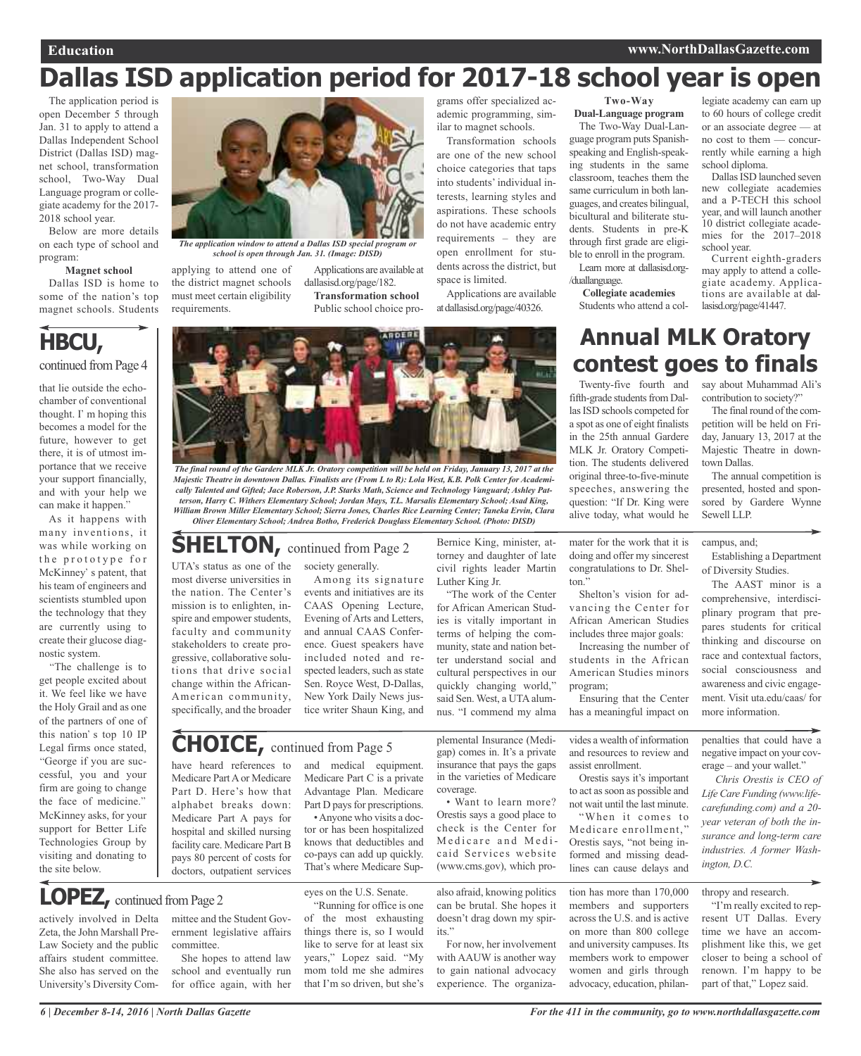# Dallas ISD application period for 2017-18 school year is open

The application period is open December 5 through Jan. 31 to apply to attend a Dallas Independent School District (Dallas ISD) magnet school, transformation school, Two-Way Dual Language program or collegiate academy for the 2017-2018 school year.

Below are more details on each type of school and program:

**Magnet school**

Dallas ISD is home to some of the nation's top magnet schools. Students applying to attend one of the district magnet schools must meet certain eligibility requirements.

*The application window to attend a Dallas ISD special program or school is open through Jan. 31. (Image: DISD)*

Applications are available at dallasisd.org/page/182.

**Transformation school**

Public school choice programs offer specialized academic programming, similar to magnet schools.

Transformation schools are one of the new school choice categories that taps into students' individual interests, learning styles and aspirations. These schools do not have academic entry requirements – they are open enrollment for students across the district, but space is limited.

Applications are available at dallasisd.org/page/40326.

**Two-Way Dual-Language program**

The Two-Way Dual-Language program puts Spanish-speaking and English-speaking students in the same classroom, teaches them the same curriculum in both languages, and creates bilingual, bicultural and biliterate students. Students in pre-K through first grade are eligible to enroll in the program.

Learn more at dallasisd.org/duallanguage.

**Collegiate academies**

Students who attend a collegiate academy can earn up to 60 hours of college credit or an associate degree — at no cost to them — concurrently while earning a high school diploma.

Dallas ISD launched seven new collegiate academies and a P-TECH this school year, and will launch another 10 district collegiate academies for the 2017–2018 school year.

Current eighth-graders may apply to attend a collegiate academy. Applications are available at dallasisd.org/page/41447.

## HBCU, continued from Page 4

that lie outside the echo-chamber of conventional thought. I' m hoping this becomes a model for the future, however to get there, it is of utmost importance that we receive your support financially, and with your help we can make it happen."

As it happens with many inventions, it was while working on the prototype for McKinney' s patent, that his team of engineers and scientists stumbled upon the technology that they are currently using to create their glucose diagnostic system.

"The challenge is to get people excited about it. We feel like we have the Holy Grail and as one of the partners of one of this nation' s top 10 IP Legal firms once stated, "George if you are successful, you and your firm are going to change the face of medicine." McKinney asks, for your support for Better Life Technologies Group by visiting and donating to the site below.

*The final round of the Gardere MLK Jr. Oratory competition will be held on Friday, January 13, 2017 at the Majestic Theatre in downtown Dallas. Finalists are (From L to R): Lola West, K.B. Polk Center for Academically Talented and Gifted; Jace Roberson, J.P. Starks Math, Science and Technology Vanguard; Ashley Patterson, Harry C. Withers Elementary School; Jordan Mays, T.L. Marsalis Elementary School; Asad King, William Brown Miller Elementary School; Sierra Jones, Charles Rice Learning Center; Taneka Ervin, Clara Oliver Elementary School; Andrea Botho, Frederick Douglass Elementary School. (Photo: DISD)*

# Annual MLK Oratory contest goes to finals

Twenty-five fourth and fifth-grade students from Dallas ISD schools competed for a spot as one of eight finalists in the 25th annual Gardere MLK Jr. Oratory Competition. The students delivered original three-to-five-minute speeches, answering the question: "If Dr. King were alive today, what would he say about Muhammad Ali's contribution to society?"

The final round of the competition will be held on Friday, January 13, 2017 at the Majestic Theatre in downtown Dallas.

The annual competition is presented, hosted and sponsored by Gardere Wynne Sewell LLP.

## SHELTON, continued from Page 2

UTA's status as one of the most diverse universities in the nation. The Center's mission is to enlighten, inspire and empower students, faculty and community stakeholders to create progressive, collaborative solutions that drive social change within the African-American community, specifically, and the broader society generally.

Among its signature events and initiatives are its CAAS Opening Lecture, Evening of Arts and Letters, and annual CAAS Conference. Guest speakers have included noted and respected leaders, such as state Sen. Royce West, D-Dallas, New York Daily News justice writer Shaun King, and Bernice King, minister, attorney and daughter of late civil rights leader Martin Luther King Jr.

"The work of the Center for African American Studies is vitally important in terms of helping the community, state and nation better understand social and cultural perspectives in our quickly changing world," said Sen. West, a UTA alumnus. "I commend my alma mater for the work that it is doing and offer my sincerest congratulations to Dr. Shelton."

Shelton's vision for advancing the Center for African American Studies includes three major goals:

Increasing the number of students in the African American Studies minors program;

Ensuring that the Center has a meaningful impact on campus, and;

Establishing a Department of Diversity Studies.

The AAST minor is a comprehensive, interdisciplinary program that prepares students for critical thinking and discourse on race and contextual factors, social consciousness and awareness and civic engagement. Visit uta.edu/caas/ for more information.

## CHOICE, continued from Page 5

have heard references to Medicare Part A or Medicare Part D. Here's how that alphabet breaks down: Medicare Part A pays for hospital and skilled nursing facility care. Medicare Part B pays 80 percent of costs for doctors, outpatient services and medical equipment. Medicare Part C is a private Advantage Plan. Medicare Part D pays for prescriptions.

• Anyone who visits a doctor or has been hospitalized knows that deductibles and co-pays can add up quickly. That's where Medicare Supplemental Insurance (Medigap) comes in. It's a private insurance that pays the gaps in the varieties of Medicare coverage.

• Want to learn more? Orestis says a good place to check is the Center for Medicare and Medicaid Services website (www.cms.gov), which provides a wealth of information and resources to review and assist enrollment.

Orestis says it's important to act as soon as possible and not wait until the last minute.

"When it comes to Medicare enrollment," Orestis says, "not being informed and missing deadlines can cause delays and penalties that could have a negative impact on your coverage – and your wallet."

*Chris Orestis is CEO of Life Care Funding (www.lifecarefunding.com) and a 20-year veteran of both the insurance and long-term care industries. A former Washington, D.C.*

## LOPEZ, continued from Page 2

actively involved in Delta Zeta, the John Marshall Pre-Law Society and the public affairs student committee. She also has served on the University's Diversity Committee and the Student Government legislative affairs committee.

She hopes to attend law school and eventually run for office again, with her eyes on the U.S. Senate.

"Running for office is one of the most exhausting things there is, so I would like to serve for at least six years," Lopez said. "My mom told me she admires that I'm so driven, but she's also afraid, knowing politics can be brutal. She hopes it doesn't drag down my spirits."

For now, her involvement with AAUW is another way to gain national advocacy experience. The organization has more than 170,000 members and supporters across the U.S. and is active on more than 800 college and university campuses. Its members work to empower women and girls through advocacy, education, philanthropy and research.

"I'm really excited to represent UT Dallas. Every time we have an accomplishment like this, we get closer to being a school of renown. I'm happy to be part of that," Lopez said.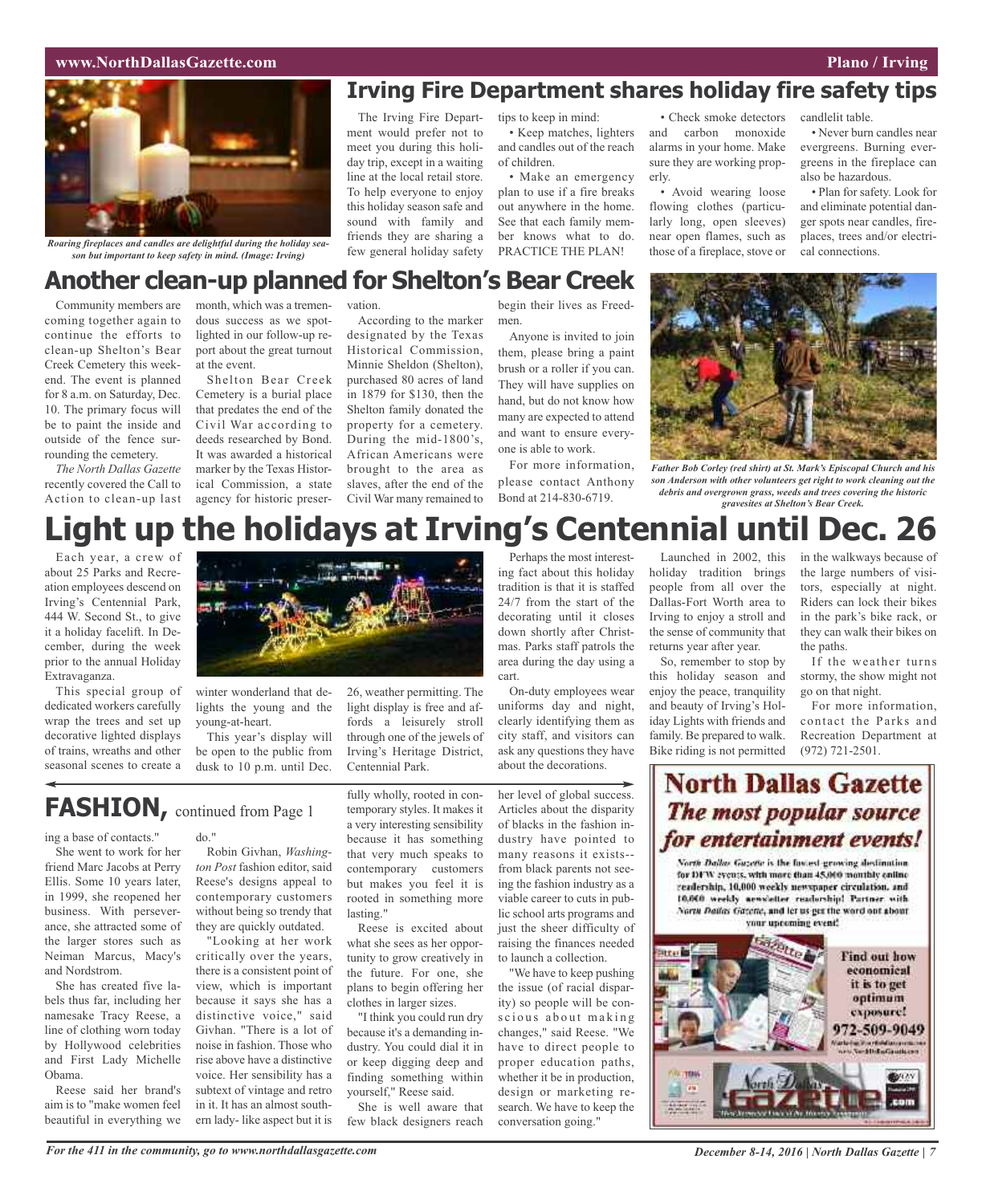## Irving Fire Department shares holiday fire safety tips

Roaring fireplaces and candles are delightful during the holiday season but important to keep safety in mind. (Image: Irving)

The Irving Fire Department would prefer not to meet you during this holiday trip, except in a waiting line at the local retail store. To help everyone to enjoy this holiday season safe and sound with family and friends they are sharing a few general holiday safety tips to keep in mind:

- Keep matches, lighters and candles out of the reach of children.
- Make an emergency plan to use if a fire breaks out anywhere in the home. See that each family member knows what to do. PRACTICE THE PLAN!
- Check smoke detectors and carbon monoxide alarms in your home. Make sure they are working properly.
- Avoid wearing loose flowing clothes (particularly long, open sleeves) near open flames, such as those of a fireplace, stove or candlelit table.
- Never burn candles near evergreens. Burning evergreens in the fireplace can also be hazardous.
- Plan for safety. Look for and eliminate potential danger spots near candles, fireplaces, trees and/or electrical connections.

## Another clean-up planned for Shelton's Bear Creek

Community members are coming together again to continue the efforts to clean-up Shelton's Bear Creek Cemetery this weekend. The event is planned for 8 a.m. on Saturday, Dec. 10. The primary focus will be to paint the inside and outside of the fence surrounding the cemetery.

*The North Dallas Gazette* recently covered the Call to Action to clean-up last month, which was a tremendous success as we spotlighted in our follow-up report about the great turnout at the event.

Shelton Bear Creek Cemetery is a burial place that predates the end of the Civil War according to deeds researched by Bond. It was awarded a historical marker by the Texas Historical Commission, a state agency for historic preservation.

According to the marker designated by the Texas Historical Commission, Minnie Sheldon (Shelton), purchased 80 acres of land in 1879 for $130, then the Shelton family donated the property for a cemetery. During the mid-1800's, African Americans were brought to the area as slaves, after the end of the Civil War many remained to begin their lives as Freedmen.

Anyone is invited to join them, please bring a paint brush or a roller if you can. They will have supplies on hand, but do not know how many are expected to attend and want to ensure everyone is able to work.

For more information, please contact Anthony Bond at 214-830-6719.

Father Bob Corley (red shirt) at St. Mark's Episcopal Church and his son Anderson with other volunteers get right to work cleaning out the debris and overgrown grass, weeds and trees covering the historic gravesites at Shelton's Bear Creek.

# Light up the holidays at Irving's Centennial until Dec. 26

Each year, a crew of about 25 Parks and Recreation employees descend on Irving's Centennial Park, 444 W. Second St., to give it a holiday facelift. In December, during the week prior to the annual Holiday Extravaganza.

This special group of dedicated workers carefully wrap the trees and set up decorative lighted displays of trains, wreaths and other seasonal scenes to create a winter wonderland that delights the young and the young-at-heart.

This year's display will be open to the public from dusk to 10 p.m. until Dec. 26, weather permitting. The light display is free and affords a leisurely stroll through one of the jewels of Irving's Heritage District, Centennial Park.

Perhaps the most interesting fact about this holiday tradition is that it is staffed 24/7 from the start of the decorating until it closes down shortly after Christmas. Parks staff patrols the area during the day using a cart.

On-duty employees wear uniforms day and night, clearly identifying them as city staff, and visitors can ask any questions they have about the decorations.

Launched in 2002, this holiday tradition brings people from all over the Dallas-Fort Worth area to Irving to enjoy a stroll and the sense of community that returns year after year.

So, remember to stop by this holiday season and enjoy the peace, tranquility and beauty of Irving's Holiday Lights with friends and family. Be prepared to walk. Bike riding is not permitted in the walkways because of the large numbers of visitors, especially at night. Riders can lock their bikes in the park's bike rack, or they can walk their bikes on the paths.

If the weather turns stormy, the show might not go on that night.

For more information, contact the Parks and Recreation Department at (972) 721-2501.

## FASHION, continued from Page 1

ing a base of contacts."

She went to work for her friend Marc Jacobs at Perry Ellis. Some 10 years later, in 1999, she reopened her business. With perseverance, she attracted some of the larger stores such as Neiman Marcus, Macy's and Nordstrom.

She has created five labels thus far, including her namesake Tracy Reese, a line of clothing worn today by Hollywood celebrities and First Lady Michelle Obama.

Reese said her brand's aim is to "make women feel beautiful in everything we do."

Robin Givhan, *Washington Post* fashion editor, said Reese's designs appeal to contemporary customers without being so trendy that they are quickly outdated.

"Looking at her work critically over the years, there is a consistent point of view, which is important because it says she has a distinctive voice," said Givhan. "There is a lot of noise in fashion. Those who rise above have a distinctive voice. Her sensibility has a subtext of vintage and retro in it. It has an almost southern lady- like aspect but it is fully wholly, rooted in contemporary styles. It makes it a very interesting sensibility because it has something that very much speaks to contemporary customers but makes you feel it is rooted in something more lasting."

Reese is excited about what she sees as her opportunity to grow creatively in the future. For one, she plans to begin offering her clothes in larger sizes.

"I think you could run dry because it's a demanding industry. You could dial it in or keep digging deep and finding something within yourself," Reese said.

She is well aware that few black designers reach her level of global success. Articles about the disparity of blacks in the fashion industry have pointed to many reasons it exists--from black parents not seeing the fashion industry as a viable career to cuts in public school arts programs and just the sheer difficulty of raising the finances needed to launch a collection.

"We have to keep pushing the issue (of racial disparity) so people will be conscious about making changes," said Reese. "We have to direct people to proper education paths, whether it be in production, design or marketing research. We have to keep the conversation going."

**North Dallas Gazette**
***The most popular source for entertainment events!***

*North Dallas Gazette* is the fastest-growing destination for DFW events, with more than 45,000 monthly online readership, 10,000 weekly newspaper circulation, and 10,000 weekly newsletter readership! Partner with *North Dallas Gazette*, and let us get the word out about your upcoming event!

Find out how economical it is to get optimum exposure!
972-509-9049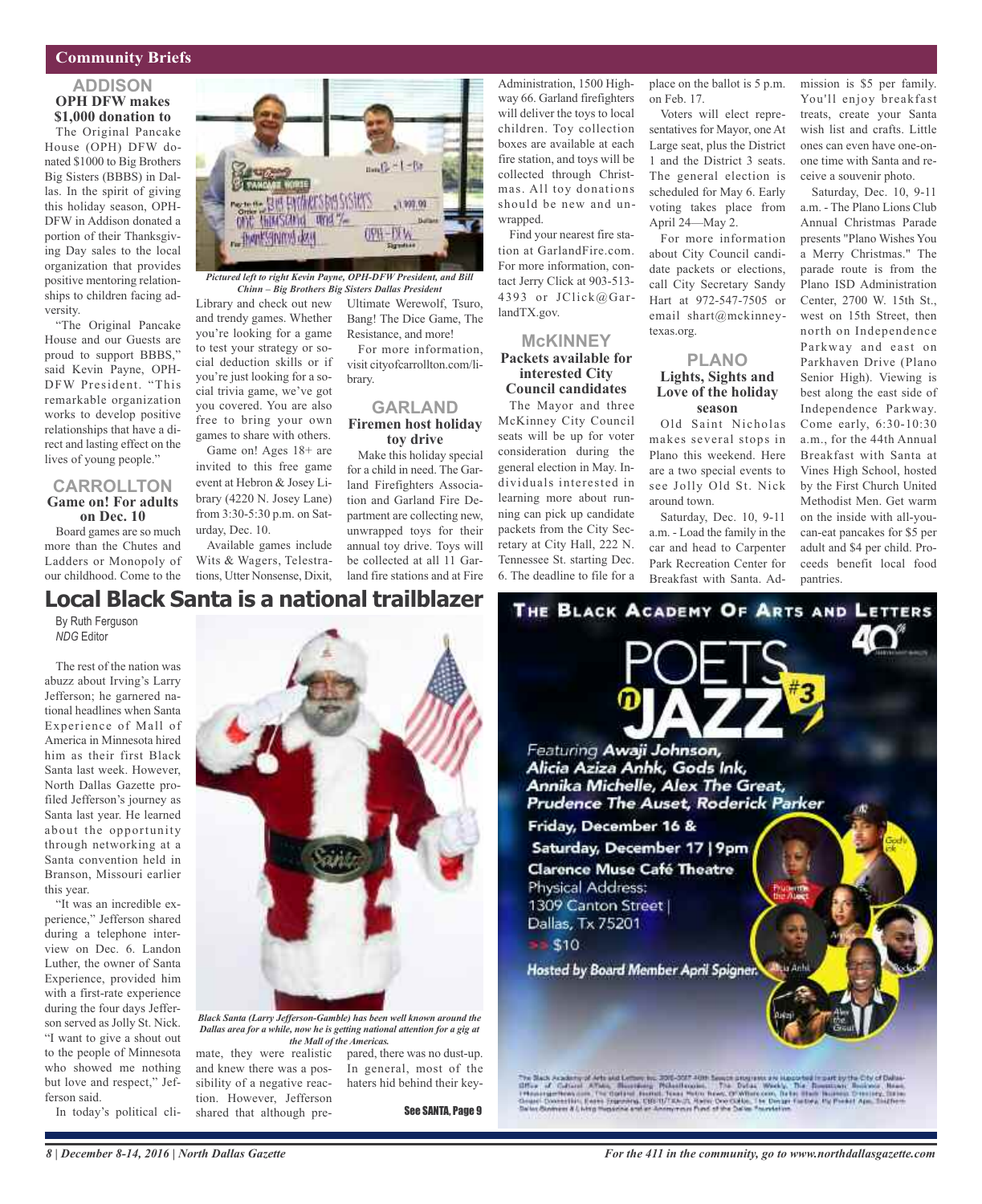## Community Briefs

### ADDISON

#### OPH DFW makes $1,000 donation to

The Original Pancake House (OPH) DFW donated $1000 to Big Brothers Big Sisters (BBBS) in Dallas. In the spirit of giving this holiday season, OPH-DFW in Addison donated a portion of their Thanksgiving Day sales to the local organization that provides positive mentoring relationships to children facing adversity.

"The Original Pancake House and our Guests are proud to support BBBS," said Kevin Payne, OPH-DFW President. "This remarkable organization works to develop positive relationships that have a direct and lasting effect on the lives of young people."

*Pictured left to right Kevin Payne, OPH-DFW President, and Bill Chinn – Big Brothers Big Sisters Dallas President*

### CARROLLTON

#### Game on! For adults on Dec. 10

Board games are so much more than the Chutes and Ladders or Monopoly of our childhood. Come to the Library and check out new and trendy games. Whether you're looking for a game to test your strategy or social deduction skills or if you're just looking for a social trivia game, we've got you covered. You are also free to bring your own games to share with others.

Game on! Ages 18+ are invited to this free game event at Hebron & Josey Library (4220 N. Josey Lane) from 3:30-5:30 p.m. on Saturday, Dec. 10.

Available games include Wits & Wagers, Telestrations, Utter Nonsense, Dixit, Ultimate Werewolf, Tsuro, Bang! The Dice Game, The Resistance, and more!

For more information, visit cityofcarrollton.com/library.

### GARLAND

#### Firemen host holiday toy drive

Make this holiday special for a child in need. The Garland Firefighters Association and Garland Fire Department are collecting new, unwrapped toys for their annual toy drive. Toys will be collected at all 11 Garland fire stations and at Fire Administration, 1500 Highway 66. Garland firefighters will deliver the toys to local children. Toy collection boxes are available at each fire station, and toys will be collected through Christmas. All toy donations should be new and unwrapped.

Find your nearest fire station at GarlandFire.com. For more information, contact Jerry Click at 903-513-4393 or JClick@GarlandTX.gov.

### McKINNEY

#### Packets available for interested City Council candidates

The Mayor and three McKinney City Council seats will be up for voter consideration during the general election in May. Individuals interested in learning more about running can pick up candidate packets from the City Secretary at City Hall, 222 N. Tennessee St. starting Dec. 6. The deadline to file for a place on the ballot is 5 p.m. on Feb. 17.

Voters will elect representatives for Mayor, one At Large seat, plus the District 1 and the District 3 seats. The general election is scheduled for May 6. Early voting takes place from April 24—May 2.

For more information about City Council candidate packets or elections, call City Secretary Sandy Hart at 972-547-7505 or email shart@mckinneytexas.org.

### PLANO

#### Lights, Sights and Love of the holiday season

Old Saint Nicholas makes several stops in Plano this weekend. Here are a two special events to see Jolly Old St. Nick around town.

Saturday, Dec. 10, 9-11 a.m. - Load the family in the car and head to Carpenter Park Recreation Center for Breakfast with Santa. Admission is $5 per family. You'll enjoy breakfast treats, create your Santa wish list and crafts. Little ones can even have one-on-one time with Santa and receive a souvenir photo.

Saturday, Dec. 10, 9-11 a.m. - The Plano Lions Club Annual Christmas Parade presents "Plano Wishes You a Merry Christmas." The parade route is from the Plano ISD Administration Center, 2700 W. 15th St., west on 15th Street, then north on Independence Parkway and east on Parkhaven Drive (Plano Senior High). Viewing is best along the east side of Independence Parkway. Come early, 6:30-10:30 a.m., for the 44th Annual Breakfast with Santa at Vines High School, hosted by the First Church United Methodist Men. Get warm on the inside with all-you-can-eat pancakes for $5 per adult and $4 per child. Proceeds benefit local food pantries.

# Local Black Santa is a national trailblazer

By Ruth Ferguson
*NDG* Editor

The rest of the nation was abuzz about Irving's Larry Jefferson; he garnered national headlines when Santa Experience of Mall of America in Minnesota hired him as their first Black Santa last week. However, North Dallas Gazette profiled Jefferson's journey as Santa last year. He learned about the opportunity through networking at a Santa convention held in Branson, Missouri earlier this year.

"It was an incredible experience," Jefferson shared during a telephone interview on Dec. 6. Landon Luther, the owner of Santa Experience, provided him with a first-rate experience during the four days Jefferson served as Jolly St. Nick. "I want to give a shout out to the people of Minnesota who showed me nothing but love and respect," Jefferson said.

In today's political climate, they were realistic and knew there was a possibility of a negative reaction. However, Jefferson shared that although prepared, there was no dust-up. In general, most of the haters hid behind their key-

See SANTA, Page 9

*Black Santa (Larry Jefferson-Gamble) has been well known around the Dallas area for a while, now he is getting national attention for a gig at the Mall of the Americas.*

THE BLACK ACADEMY OF ARTS AND LETTERS 40th

POETS n JAZZ #3

Featuring Awaji Johnson, Alicia Aziza Anhk, Gods Ink, Annika Michelle, Alex The Great, Prudence The Auset, Roderick Parker

Friday, December 16 &
Saturday, December 17 | 9pm
Clarence Muse Café Theatre
Physical Address:
1309 Canton Street |
Dallas, Tx 75201
$10

Hosted by Board Member April Spigner.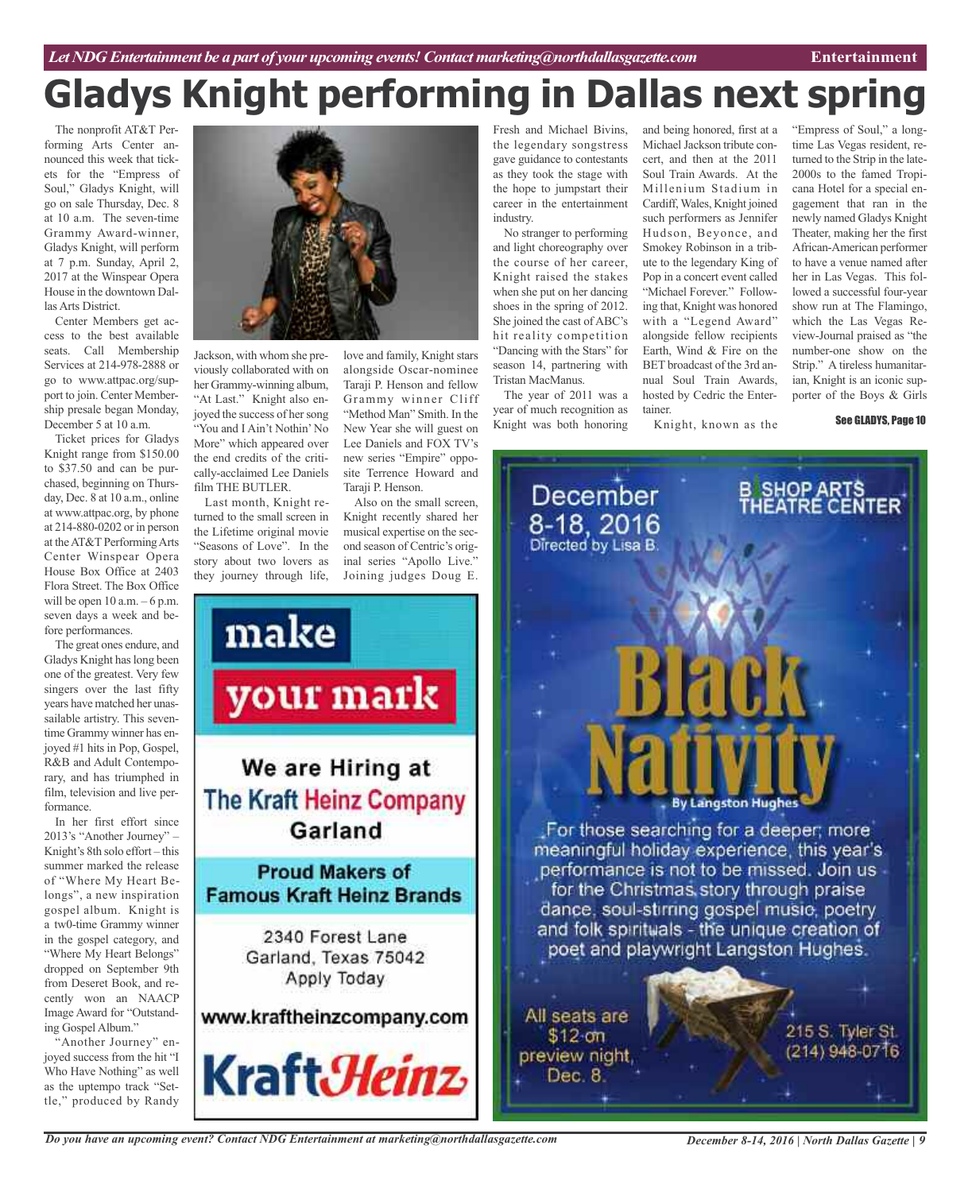# Gladys Knight performing in Dallas next spring

The nonprofit AT&T Performing Arts Center announced this week that tickets for the "Empress of Soul," Gladys Knight, will go on sale Thursday, Dec. 8 at 10 a.m. The seven-time Grammy Award-winner, Gladys Knight, will perform at 7 p.m. Sunday, April 2, 2017 at the Winspear Opera House in the downtown Dallas Arts District.

Center Members get access to the best available seats. Call Membership Services at 214-978-2888 or go to www.attpac.org/support to join. Center Membership presale began Monday, December 5 at 10 a.m.

Ticket prices for Gladys Knight range from $150.00 to $37.50 and can be purchased, beginning on Thursday, Dec. 8 at 10 a.m., online at www.attpac.org, by phone at 214-880-0202 or in person at the AT&T Performing Arts Center Winspear Opera House Box Office at 2403 Flora Street. The Box Office will be open 10 a.m. – 6 p.m. seven days a week and before performances.

The great ones endure, and Gladys Knight has long been one of the greatest. Very few singers over the last fifty years have matched her unassailable artistry. This seven-time Grammy winner has enjoyed #1 hits in Pop, Gospel, R&B and Adult Contemporary, and has triumphed in film, television and live performance.

In her first effort since 2013's "Another Journey" – Knight's 8th solo effort – this summer marked the release of "Where My Heart Belongs", a new inspiration gospel album. Knight is a tw0-time Grammy winner in the gospel category, and "Where My Heart Belongs" dropped on September 9th from Deseret Book, and recently won an NAACP Image Award for "Outstanding Gospel Album."

"Another Journey" enjoyed success from the hit "I Who Have Nothing" as well as the uptempo track "Settle," produced by Randy Jackson, with whom she previously collaborated with on her Grammy-winning album, "At Last." Knight also enjoyed the success of her song "You and I Ain't Nothin' No More" which appeared over the end credits of the critically-acclaimed Lee Daniels film THE BUTLER.

Last month, Knight returned to the small screen in the Lifetime original movie "Seasons of Love". In the story about two lovers as they journey through life, love and family, Knight stars alongside Oscar-nominee Taraji P. Henson and fellow Grammy winner Cliff "Method Man" Smith. In the New Year she will guest on Lee Daniels and FOX TV's new series "Empire" opposite Terrence Howard and Taraji P. Henson.

Also on the small screen, Knight recently shared her musical expertise on the second season of Centric's original series "Apollo Live." Joining judges Doug E. Fresh and Michael Bivins, the legendary songstress gave guidance to contestants as they took the stage with the hope to jumpstart their career in the entertainment industry.

No stranger to performing and light choreography over the course of her career, Knight raised the stakes when she put on her dancing shoes in the spring of 2012. She joined the cast of ABC's hit reality competition "Dancing with the Stars" for season 14, partnering with Tristan MacManus.

The year of 2011 was a year of much recognition as Knight was both honoring and being honored, first at a Michael Jackson tribute concert, and then at the 2011 Soul Train Awards. At the Millenium Stadium in Cardiff, Wales, Knight joined such performers as Jennifer Hudson, Beyonce, and Smokey Robinson in a tribute to the legendary King of Pop in a concert event called "Michael Forever." Following that, Knight was honored with a "Legend Award" alongside fellow recipients Earth, Wind & Fire on the BET broadcast of the 3rd annual Soul Train Awards, hosted by Cedric the Entertainer.

Knight, known as the "Empress of Soul," a longtime Las Vegas resident, returned to the Strip in the late-2000s to the famed Tropicana Hotel for a special engagement that ran in the newly named Gladys Knight Theater, making her the first African-American performer to have a venue named after her in Las Vegas. This followed a successful four-year show run at The Flamingo, which the Las Vegas Review-Journal praised as "the number-one show on the Strip." A tireless humanitarian, Knight is an iconic supporter of the Boys & Girls

**See GLADYS, Page 10**

---

make your mark

We are Hiring at The Kraft Heinz Company Garland

Proud Makers of Famous Kraft Heinz Brands

2340 Forest Lane
Garland, Texas 75042
Apply Today

www.kraftheinzcompany.com

KraftHeinz

---

December 8-18, 2016
Directed by Lisa B.

BISHOP ARTS THEATRE CENTER

Black Nativity

By Langston Hughes

For those searching for a deeper, more meaningful holiday experience, this year's performance is not to be missed. Join us for the Christmas story through praise dance, soul-stirring gospel music, poetry and folk spirituals - the unique creation of poet and playwright Langston Hughes.

All seats are $12 on preview night, Dec. 8.

215 S. Tyler St.
(214) 948-0716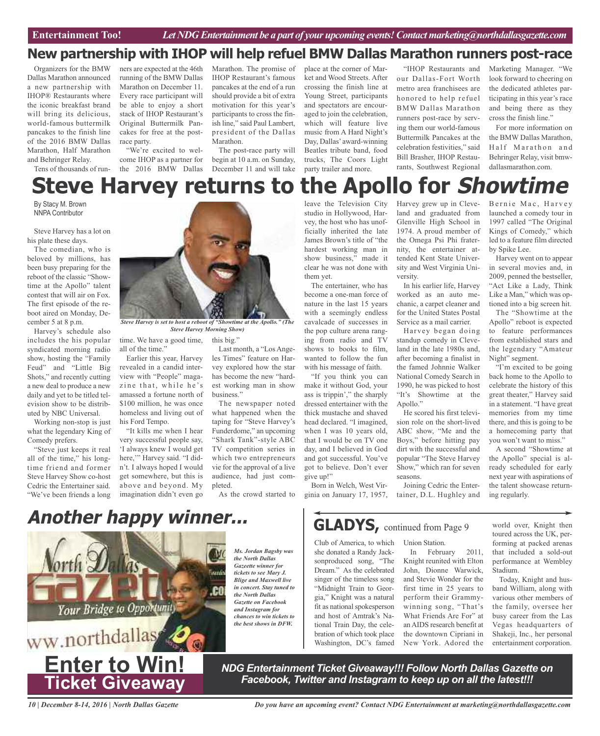Entertainment Too! *Let NDG Entertainment be a part of your upcoming events! Contact marketing@northdallasgazette.com*

## New partnership with IHOP will help refuel BMW Dallas Marathon runners post-race

Organizers for the BMW Dallas Marathon announced a new partnership with IHOP® Restaurants where the iconic breakfast brand will bring its delicious, world-famous buttermilk pancakes to the finish line of the 2016 BMW Dallas Marathon, Half Marathon and Behringer Relay.

Tens of thousands of runners are expected at the 46th running of the BMW Dallas Marathon on December 11. Every race participant will be able to enjoy a short stack of IHOP Restaurant's Original Buttermilk Pancakes for free at the post-race party.

"We're excited to welcome IHOP as a partner for the 2016 BMW Dallas Marathon. The promise of IHOP Restaurant's famous pancakes at the end of a run should provide a bit of extra motivation for this year's participants to cross the finish line," said Paul Lambert, president of the Dallas Marathon.

The post-race party will begin at 10 a.m. on Sunday, December 11 and will take place at the corner of Market and Wood Streets. After crossing the finish line at Young Street, participants and spectators are encouraged to join the celebration, which will feature live music from A Hard Night's Day, Dallas' award-winning Beatles tribute band, food trucks, The Coors Light party trailer and more.

"IHOP Restaurants and our Dallas-Fort Worth metro area franchisees are honored to help refuel BMW Dallas Marathon runners post-race by serving them our world-famous Buttermilk Pancakes at the celebration festivities," said Bill Brasher, IHOP Restaurants, Southwest Regional Marketing Manager. "We look forward to cheering on the dedicated athletes participating in this year's race and being there as they cross the finish line."

For more information on the BMW Dallas Marathon, Half Marathon and Behringer Relay, visit bmwdallasmarathon.com.

# Steve Harvey returns to the Apollo for *Showtime*

By Stacy M. Brown
NNPA Contributor

Steve Harvey has a lot on his plate these days.

The comedian, who is beloved by millions, has been busy preparing for the reboot of the classic "Showtime at the Apollo" talent contest that will air on Fox. The first episode of the reboot aired on Monday, December 5 at 8 p.m.

Harvey's schedule also includes the his popular syndicated morning radio show, hosting the "Family Feud" and "Little Big Shots," and recently cutting a new deal to produce a new daily and yet to be titled television show to be distributed by NBC Universal.

Working non-stop is just what the legendary King of Comedy prefers.

"Steve just keeps it real all of the time," his longtime friend and former Steve Harvey Show co-host Cedric the Entertainer said. "We've been friends a long time. We have a good time, all of the time."

*Steve Harvey is set to host a reboot of "Showtime at the Apollo." (The Steve Harvey Morning Show)*

Earlier this year, Harvey revealed in a candid interview with "People" magazine that, while he's amassed a fortune north of $100 million, he was once homeless and living out of his Ford Tempo.

"It kills me when I hear very successful people say, 'I always knew I would get here,'" Harvey said. "I didn't. I always hoped I would get somewhere, but this is above and beyond. My imagination didn't even go this big."

Last month, a "Los Angeles Times" feature on Harvey explored how the star has become the new "hardest working man in show business."

The newspaper noted what happened when the taping for "Steve Harvey's Funderdome," an upcoming "Shark Tank"-style ABC TV competition series in which two entrepreneurs vie for the approval of a live audience, had just completed.

As the crowd started to leave the Television City studio in Hollywood, Harvey, the host who has unofficially inherited the late James Brown's title of "the hardest working man in show business," made it clear he was not done with them yet.

The entertainer, who has become a one-man force of nature in the last 15 years with a seemingly endless cavalcade of successes in the pop culture arena ranging from radio and TV shows to books to film, wanted to follow the fun with his message of faith.

"If you think you can make it without God, your ass is trippin'," the sharply dressed entertainer with the thick mustache and shaved head declared. "I imagined, when I was 10 years old, that I would be on TV one day, and I believed in God and got successful. You've got to believe. Don't ever give up!"

Born in Welch, West Virginia on January 17, 1957, Harvey grew up in Cleveland and graduated from Glenville High School in 1974. A proud member of the Omega Psi Phi fraternity, the entertainer attended Kent State University and West Virginia University.

In his earlier life, Harvey worked as an auto mechanic, a carpet cleaner and for the United States Postal Service as a mail carrier.

Harvey began doing standup comedy in Cleveland in the late 1980s and, after becoming a finalist in the famed Johnnie Walker National Comedy Search in 1990, he was picked to host "It's Showtime at the Apollo."

He scored his first television role on the short-lived ABC show, "Me and the Boys," before hitting pay dirt with the successful and popular "The Steve Harvey Show," which ran for seven seasons.

Joining Cedric the Entertainer, D.L. Hughley and Bernie Mac, Harvey launched a comedy tour in 1997 called "The Original Kings of Comedy," which led to a feature film directed by Spike Lee.

Harvey went on to appear in several movies and, in 2009, penned the bestseller, "Act Like a Lady, Think Like a Man," which was optioned into a big screen hit.

The "Showtime at the Apollo" reboot is expected to feature performances from established stars and the legendary "Amateur Night" segment.

"I'm excited to be going back home to the Apollo to celebrate the history of this great theater," Harvey said in a statement. "I have great memories from my time there, and this is going to be a homecoming party that you won't want to miss."

A second "Showtime at the Apollo" special is already scheduled for early next year with aspirations of the talent showcase returning regularly.

## *Another happy winner...*

*Ms. Jordan Bagsby was the North Dallas Gazette winner for tickets to see Mary J. Blige and Maxwell live in concert. Stay tuned to the North Dallas Gazette on Facebook and Instagram for chances to win tickets to the best shows in DFW.*

## GLADYS, continued from Page 9

Club of America, to which she donated a Randy Jacksonproduced song, "The Dream." As the celebrated singer of the timeless song "Midnight Train to Georgia," Knight was a natural fit as national spokesperson and host of Amtrak's National Train Day, the celebration of which took place Washington, DC's famed Union Station.

In February 2011, Knight reunited with Elton John, Dionne Warwick, and Stevie Wonder for the first time in 25 years to perform their Grammy-winning song, "That's What Friends Are For" at an AIDS research benefit at the downtown Cipriani in New York. Adored the world over, Knight then toured across the UK, performing at packed arenas that included a sold-out performance at Wembley Stadium.

Today, Knight and husband William, along with various other members of the family, oversee her busy career from the Las Vegas headquarters of Shakeji, Inc., her personal entertainment corporation.

## Enter to Win!
## Ticket Giveaway

***NDG Entertainment Ticket Giveaway!!! Follow North Dallas Gazette on Facebook, Twitter and Instagram to keep up on all the latest!!!***

*Do you have an upcoming event? Contact NDG Entertainment at marketing@northdallasgazette.com*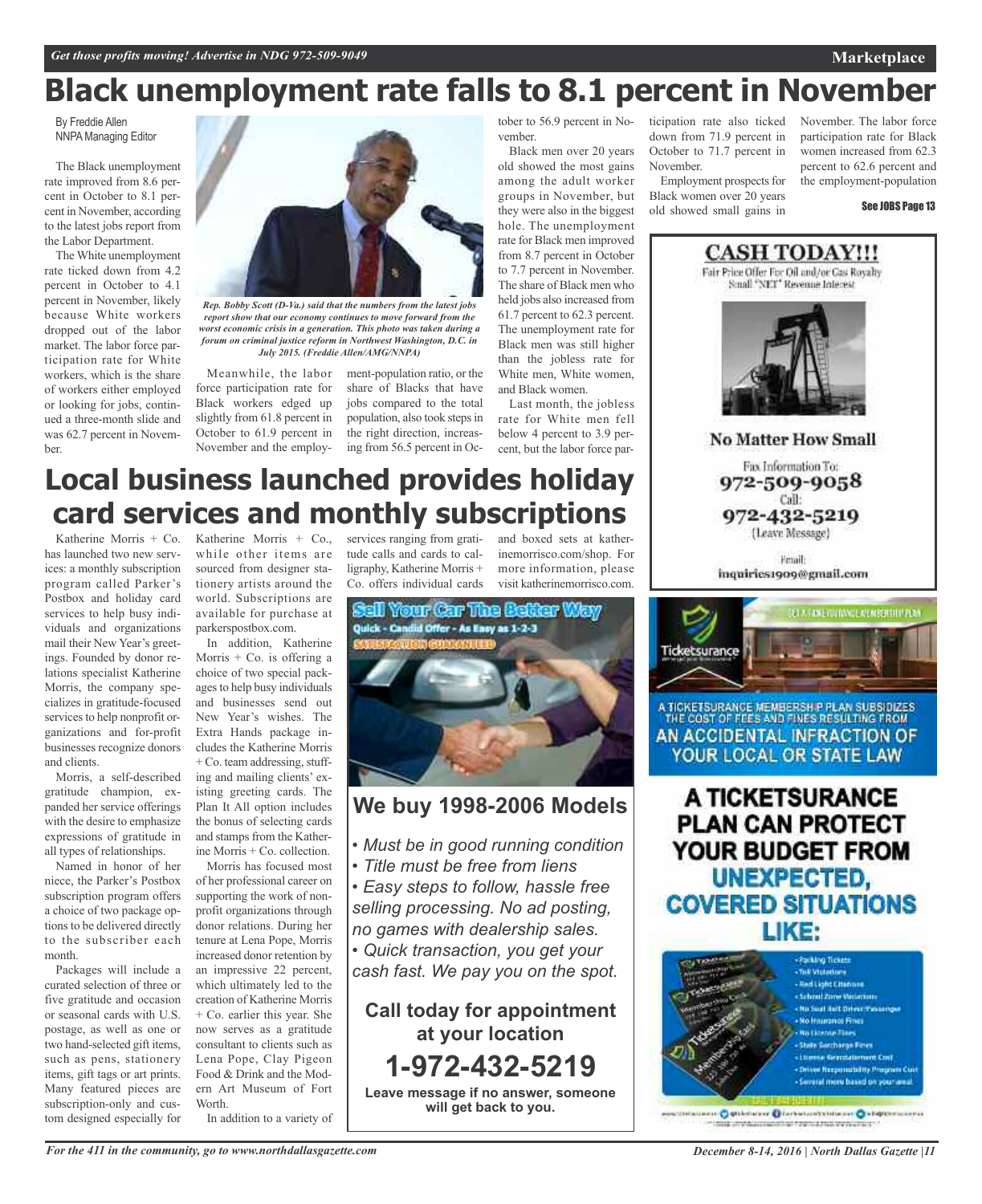# Black unemployment rate falls to 8.1 percent in November

By Freddie Allen
NNPA Managing Editor

The Black unemployment rate improved from 8.6 percent in October to 8.1 percent in November, according to the latest jobs report from the Labor Department.

The White unemployment rate ticked down from 4.2 percent in October to 4.1 percent in November, likely because White workers dropped out of the labor market. The labor force participation rate for White workers, which is the share of workers either employed or looking for jobs, continued a three-month slide and was 62.7 percent in November.

*Rep. Bobby Scott (D-Va.) said that the numbers from the latest jobs report show that our economy continues to move forward from the worst economic crisis in a generation. This photo was taken during a forum on criminal justice reform in Northwest Washington, D.C. in July 2015. (Freddie Allen/AMG/NNPA)*

Meanwhile, the labor force participation rate for Black workers edged up slightly from 61.8 percent in October to 61.9 percent in November and the employment-population ratio, or the share of Blacks that have jobs compared to the total population, also took steps in the right direction, increasing from 56.5 percent in October to 56.9 percent in November.

Black men over 20 years old showed the most gains among the adult worker groups in November, but they were also in the biggest hole. The unemployment rate for Black men improved from 8.7 percent in October to 7.7 percent in November. The share of Black men who held jobs also increased from 61.7 percent to 62.3 percent. The unemployment rate for Black men was still higher than the jobless rate for White men, White women, and Black women.

Last month, the jobless rate for White men fell below 4 percent to 3.9 percent, but the labor force participation rate also ticked down from 71.9 percent in October to 71.7 percent in November.

Employment prospects for Black women over 20 years old showed small gains in November. The labor force participation rate for Black women increased from 62.3 percent to 62.6 percent and the employment-population

See JOBS Page 13

# Local business launched provides holiday card services and monthly subscriptions

Katherine Morris + Co. has launched two new services: a monthly subscription program called Parker's Postbox and holiday card services to help busy individuals and organizations mail their New Year's greetings. Founded by donor relations specialist Katherine Morris, the company specializes in gratitude-focused services to help nonprofit organizations and for-profit businesses recognize donors and clients.

Morris, a self-described gratitude champion, expanded her service offerings with the desire to emphasize expressions of gratitude in all types of relationships.

Named in honor of her niece, the Parker's Postbox subscription program offers a choice of two package options to be delivered directly to the subscriber each month.

Packages will include a curated selection of three or five gratitude and occasion or seasonal cards with U.S. postage, as well as one or two hand-selected gift items, such as pens, stationery items, gift tags or art prints. Many featured pieces are subscription-only and custom designed especially for Katherine Morris + Co., while other items are sourced from designer stationery artists around the world. Subscriptions are available for purchase at parkerspostbox.com.

In addition, Katherine Morris + Co. is offering a choice of two special packages to help busy individuals and businesses send out New Year's wishes. The Extra Hands package includes the Katherine Morris + Co. team addressing, stuffing and mailing clients' existing greeting cards. The Plan It All option includes the bonus of selecting cards and stamps from the Katherine Morris + Co. collection.

Morris has focused most of her professional career on supporting the work of nonprofit organizations through donor relations. During her tenure at Lena Pope, Morris increased donor retention by an impressive 22 percent, which ultimately led to the creation of Katherine Morris + Co. earlier this year. She now serves as a gratitude consultant to clients such as Lena Pope, Clay Pigeon Food & Drink and the Modern Art Museum of Fort Worth.

In addition to a variety of services ranging from gratitude calls and cards to calligraphy, Katherine Morris + Co. offers individual cards and boxed sets at katherinemorrisco.com/shop. For more information, please visit katherinemorrisco.com.

---

**Sell Your Car The Better Way**
Quick - Candid Offer - As Easy as 1-2-3
SATISFACTION GUARANTEED

## We buy 1998-2006 Models

- *Must be in good running condition*
- *Title must be free from liens*
- *Easy steps to follow, hassle free selling processing. No ad posting, no games with dealership sales.*
- *Quick transaction, you get your cash fast. We pay you on the spot.*

**Call today for appointment at your location**

**1-972-432-5219**

**Leave message if no answer, someone will get back to you.**

---

**CASH TODAY!!!**
Fair Price Offer For Oil and/or Gas Royalty
Small "NET" Revenue Interest

**No Matter How Small**

Fax Information To:
**972-509-9058**
Call:
**972-432-5219**
(Leave Message)

Email:
**inquiries1909@gmail.com**

---

Ticketsurance

A TICKETSURANCE MEMBERSHIP PLAN SUBSIDIZES THE COST OF FEES AND FINES RESULTING FROM AN ACCIDENTAL INFRACTION OF YOUR LOCAL OR STATE LAW

**A TICKETSURANCE PLAN CAN PROTECT YOUR BUDGET FROM UNEXPECTED, COVERED SITUATIONS LIKE:**

- Parking Tickets
- Toll Violations
- Red Light Citations
- School Zone Violations
- No Seat Belt Driver/Passenger
- No Insurance Fines
- No License Fines
- State Surcharge Fines
- License Reinstatement Cost
- Driver Responsibility Program Cost
- Several more based on your area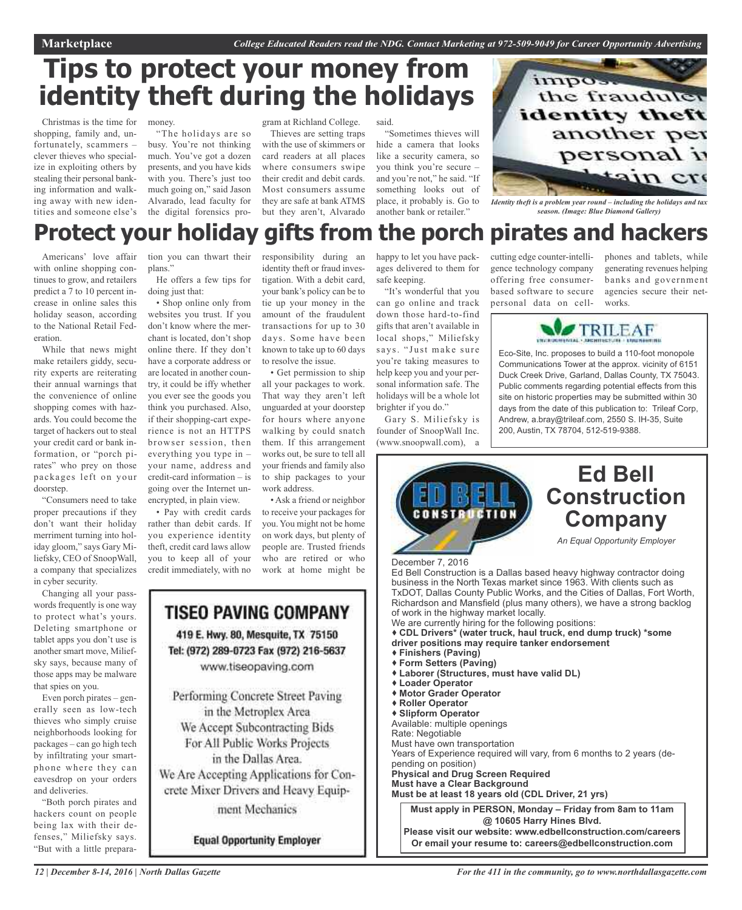Marketplace *College Educated Readers read the NDG. Contact Marketing at 972-509-9049 for Career Opportunity Advertising*

# Tips to protect your money from identity theft during the holidays

Christmas is the time for shopping, family and, unfortunately, scammers – clever thieves who specialize in exploiting others by stealing their personal banking information and walking away with new identities and someone else's money.

"The holidays are so busy. You're not thinking much. You've got a dozen presents, and you have kids with you. There's just too much going on," said Jason Alvarado, lead faculty for the digital forensics program at Richland College.

Thieves are setting traps with the use of skimmers or card readers at all places where consumers swipe their credit and debit cards. Most consumers assume they are safe at bank ATMS but they aren't, Alvarado said.

"Sometimes thieves will hide a camera that looks like a security camera, so you think you're secure – and you're not," he said. "If something looks out of place, it probably is. Go to another bank or retailer."

*Identity theft is a problem year round – including the holidays and tax season. (Image: Blue Diamond Gallery)*

# Protect your holiday gifts from the porch pirates and hackers

Americans' love affair with online shopping continues to grow, and retailers predict a 7 to 10 percent increase in online sales this holiday season, according to the National Retail Federation.

While that news might make retailers giddy, security experts are reiterating their annual warnings that the convenience of online shopping comes with hazards. You could become the target of hackers out to steal your credit card or bank information, or "porch pirates" who prey on those packages left on your doorstep.

"Consumers need to take proper precautions if they don't want their holiday merriment turning into holiday gloom," says Gary Miliefsky, CEO of SnoopWall, a company that specializes in cyber security.

Changing all your passwords frequently is one way to protect what's yours. Deleting smartphone or tablet apps you don't use is another smart move, Miliefsky says, because many of those apps may be malware that spies on you.

Even porch pirates – generally seen as low-tech thieves who simply cruise neighborhoods looking for packages – can go high tech by infiltrating your smartphone where they can eavesdrop on your orders and deliveries.

"Both porch pirates and hackers count on people being lax with their defenses," Miliefsky says. "But with a little preparation you can thwart their plans."

He offers a few tips for doing just that:

• Shop online only from websites you trust. If you don't know where the merchant is located, don't shop online there. If they don't have a corporate address or are located in another country, it could be iffy whether you ever see the goods you think you purchased. Also, if their shopping-cart experience is not an HTTPS browser session, then everything you type in – your name, address and credit-card information – is going over the Internet unencrypted, in plain view.

• Pay with credit cards rather than debit cards. If you experience identity theft, credit card laws allow you to keep all of your credit immediately, with no responsibility during an identity theft or fraud investigation. With a debit card, your bank's policy can be to tie up your money in the amount of the fraudulent transactions for up to 30 days. Some have been known to take up to 60 days to resolve the issue.

• Get permission to ship all your packages to work. That way they aren't left unguarded at your doorstep for hours where anyone walking by could snatch them. If this arrangement works out, be sure to tell all your friends and family also to ship packages to your work address.

• Ask a friend or neighbor to receive your packages for you. You might not be home on work days, but plenty of people are. Trusted friends who are retired or who work at home might be happy to let you have packages delivered to them for safe keeping.

"It's wonderful that you can go online and track down those hard-to-find gifts that aren't available in local shops," Miliefsky says. "Just make sure you're taking measures to help keep you and your personal information safe. The holidays will be a whole lot brighter if you do."

Gary S. Miliefsky is founder of SnoopWall Inc. (www.snoopwall.com), a cutting edge counter-intelligence technology company offering free consumer-based software to secure personal data on cellphones and tablets, while generating revenues helping banks and government agencies secure their networks.

---

**TRILEAF**

Eco-Site, Inc. proposes to build a 110-foot monopole Communications Tower at the approx. vicinity of 6151 Duck Creek Drive, Garland, Dallas County, TX 75043. Public comments regarding potential effects from this site on historic properties may be submitted within 30 days from the date of this publication to: Trileaf Corp, Andrew, a.bray@trileaf.com, 2550 S. IH-35, Suite 200, Austin, TX 78704, 512-519-9388.

---

**TISEO PAVING COMPANY**

419 E. Hwy. 80, Mesquite, TX 75150
Tel: (972) 289-0723 Fax (972) 216-5637
www.tiseopaving.com

Performing Concrete Street Paving in the Metroplex Area
We Accept Subcontracting Bids For All Public Works Projects in the Dallas Area.
We Are Accepting Applications for Concrete Mixer Drivers and Heavy Equipment Mechanics

**Equal Opportunity Employer**

---

## Ed Bell Construction Company

*An Equal Opportunity Employer*

December 7, 2016

Ed Bell Construction is a Dallas based heavy highway contractor doing business in the North Texas market since 1963. With clients such as TxDOT, Dallas County Public Works, and the Cities of Dallas, Fort Worth, Richardson and Mansfield (plus many others), we have a strong backlog of work in the highway market locally.

We are currently hiring for the following positions:

- **CDL Drivers\* (water truck, haul truck, end dump truck) \*some driver positions may require tanker endorsement**
- **Finishers (Paving)**
- **Form Setters (Paving)**
- **Laborer (Structures, must have valid DL)**
- **Loader Operator**
- **Motor Grader Operator**
- **Roller Operator**
- **Slipform Operator**

Available: multiple openings
Rate: Negotiable
Must have own transportation
Years of Experience required will vary, from 6 months to 2 years (depending on position)
**Physical and Drug Screen Required**
**Must have a Clear Background**
**Must be at least 18 years old (CDL Driver, 21 yrs)**

**Must apply in PERSON, Monday – Friday from 8am to 11am @ 10605 Harry Hines Blvd.**
**Please visit our website: www.edbellconstruction.com/careers**
**Or email your resume to: careers@edbellconstruction.com**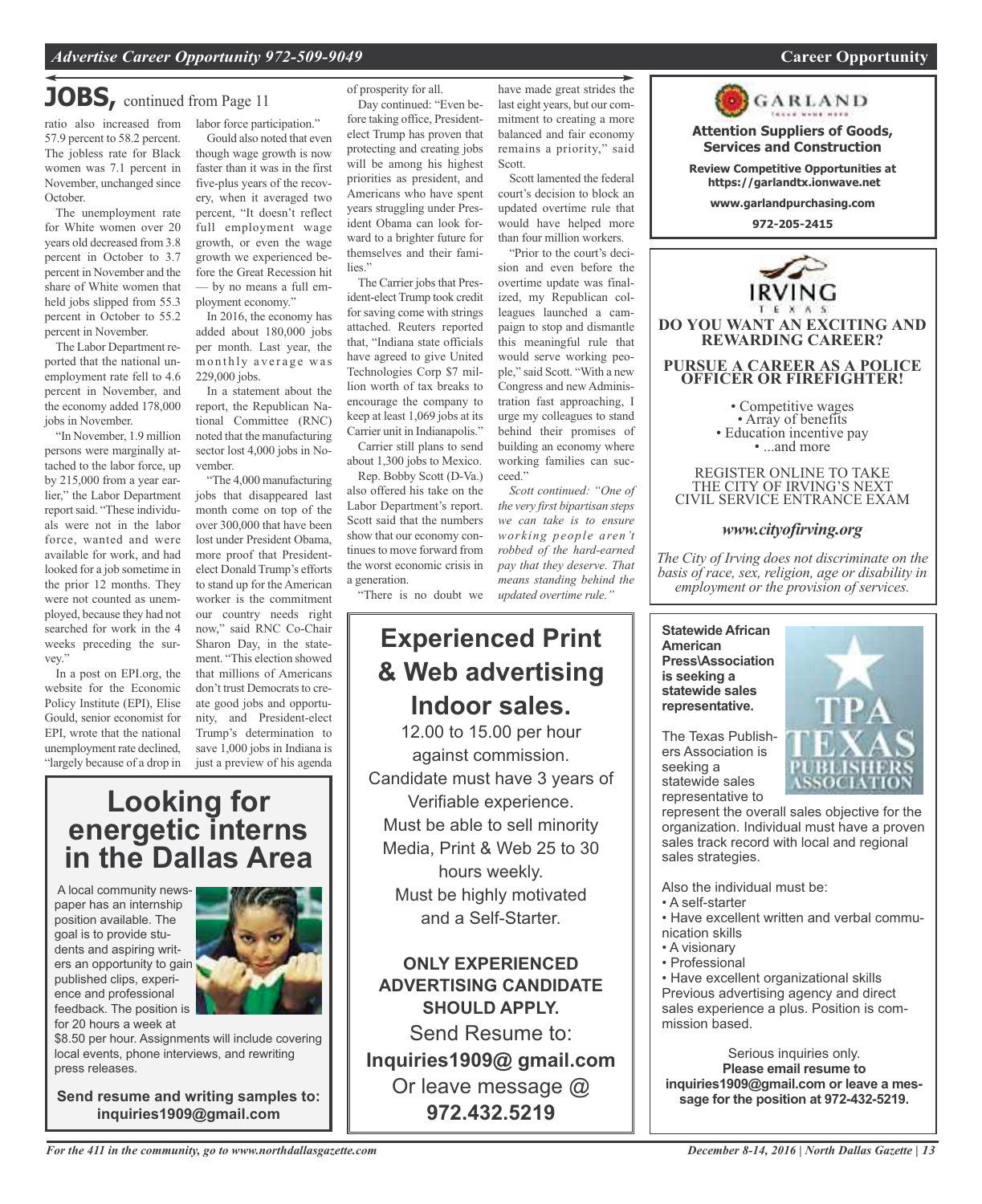# JOBS, continued from Page 11

ratio also increased from 57.9 percent to 58.2 percent. The jobless rate for Black women was 7.1 percent in November, unchanged since October.

The unemployment rate for White women over 20 years old decreased from 3.8 percent in October to 3.7 percent in November and the share of White women that held jobs slipped from 55.3 percent in October to 55.2 percent in November.

The Labor Department reported that the national unemployment rate fell to 4.6 percent in November, and the economy added 178,000 jobs in November.

"In November, 1.9 million persons were marginally attached to the labor force, up by 215,000 from a year earlier," the Labor Department report said. "These individuals were not in the labor force, wanted and were available for work, and had looked for a job sometime in the prior 12 months. They were not counted as unemployed, because they had not searched for work in the 4 weeks preceding the survey."

In a post on EPI.org, the website for the Economic Policy Institute (EPI), Elise Gould, senior economist for EPI, wrote that the national unemployment rate declined, "largely because of a drop in labor force participation."

Gould also noted that even though wage growth is now faster than it was in the first five-plus years of the recovery, when it averaged two percent, "It doesn't reflect full employment wage growth, or even the wage growth we experienced before the Great Recession hit — by no means a full employment economy."

In 2016, the economy has added about 180,000 jobs per month. Last year, the monthly average was 229,000 jobs.

In a statement about the report, the Republican National Committee (RNC) noted that the manufacturing sector lost 4,000 jobs in November.

"The 4,000 manufacturing jobs that disappeared last month come on top of the over 300,000 that have been lost under President Obama, more proof that President-elect Donald Trump's efforts to stand up for the American worker is the commitment our country needs right now," said RNC Co-Chair Sharon Day, in the statement. "This election showed that millions of Americans don't trust Democrats to create good jobs and opportunity, and President-elect Trump's determination to save 1,000 jobs in Indiana is just a preview of his agenda of prosperity for all.

Day continued: "Even before taking office, President-elect Trump has proven that protecting and creating jobs will be among his highest priorities as president, and Americans who have spent years struggling under President Obama can look forward to a brighter future for themselves and their families."

The Carrier jobs that President-elect Trump took credit for saving come with strings attached. Reuters reported that, "Indiana state officials have agreed to give United Technologies Corp $7 million worth of tax breaks to encourage the company to keep at least 1,069 jobs at its Carrier unit in Indianapolis."

Carrier still plans to send about 1,300 jobs to Mexico.

Rep. Bobby Scott (D-Va.) also offered his take on the Labor Department's report. Scott said that the numbers show that our economy continues to move forward from the worst economic crisis in a generation.

"There is no doubt we have made great strides the last eight years, but our commitment to creating a more balanced and fair economy remains a priority," said Scott.

Scott lamented the federal court's decision to block an updated overtime rule that would have helped more than four million workers.

"Prior to the court's decision and even before the overtime update was finalized, my Republican colleagues launched a campaign to stop and dismantle this meaningful rule that would serve working people," said Scott. "With a new Congress and new Administration fast approaching, I urge my colleagues to stand behind their promises of building an economy where working families can succeed."

*Scott continued: "One of the very first bipartisan steps we can take is to ensure working people aren't robbed of the hard-earned pay that they deserve. That means standing behind the updated overtime rule."*

---

## Looking for energetic interns in the Dallas Area

A local community newspaper has an internship position available. The goal is to provide students and aspiring writers an opportunity to gain published clips, experience and professional feedback. The position is for 20 hours a week at $8.50 per hour. Assignments will include covering local events, phone interviews, and rewriting press releases.

**Send resume and writing samples to: inquiries1909@gmail.com**

---

## Experienced Print & Web advertising Indoor sales.

12.00 to 15.00 per hour against commission.
Candidate must have 3 years of Verifiable experience.
Must be able to sell minority Media, Print & Web 25 to 30 hours weekly.
Must be highly motivated and a Self-Starter.

**ONLY EXPERIENCED ADVERTISING CANDIDATE SHOULD APPLY.**

Send Resume to:
**Inquiries1909@ gmail.com**
Or leave message @
**972.432.5219**

---

GARLAND

**Attention Suppliers of Goods, Services and Construction**

**Review Competitive Opportunities at https://garlandtx.ionwave.net**

**www.garlandpurchasing.com**

**972-205-2415**

---

IRVING TEXAS

**DO YOU WANT AN EXCITING AND REWARDING CAREER?**

**PURSUE A CAREER AS A POLICE OFFICER OR FIREFIGHTER!**

- Competitive wages
- Array of benefits
- Education incentive pay
- ...and more

REGISTER ONLINE TO TAKE THE CITY OF IRVING'S NEXT CIVIL SERVICE ENTRANCE EXAM

*www.cityofirving.org*

*The City of Irving does not discriminate on the basis of race, sex, religion, age or disability in employment or the provision of services.*

---

**Statewide African American Press\Association is seeking a statewide sales representative.**

TPA TEXAS PUBLISHERS ASSOCIATION

The Texas Publishers Association is seeking a statewide sales representative to represent the overall sales objective for the organization. Individual must have a proven sales track record with local and regional sales strategies.

Also the individual must be:
- A self-starter
- Have excellent written and verbal communication skills
- A visionary
- Professional
- Have excellent organizational skills

Previous advertising agency and direct sales experience a plus. Position is commission based.

Serious inquiries only.
**Please email resume to inquiries1909@gmail.com or leave a message for the position at 972-432-5219.**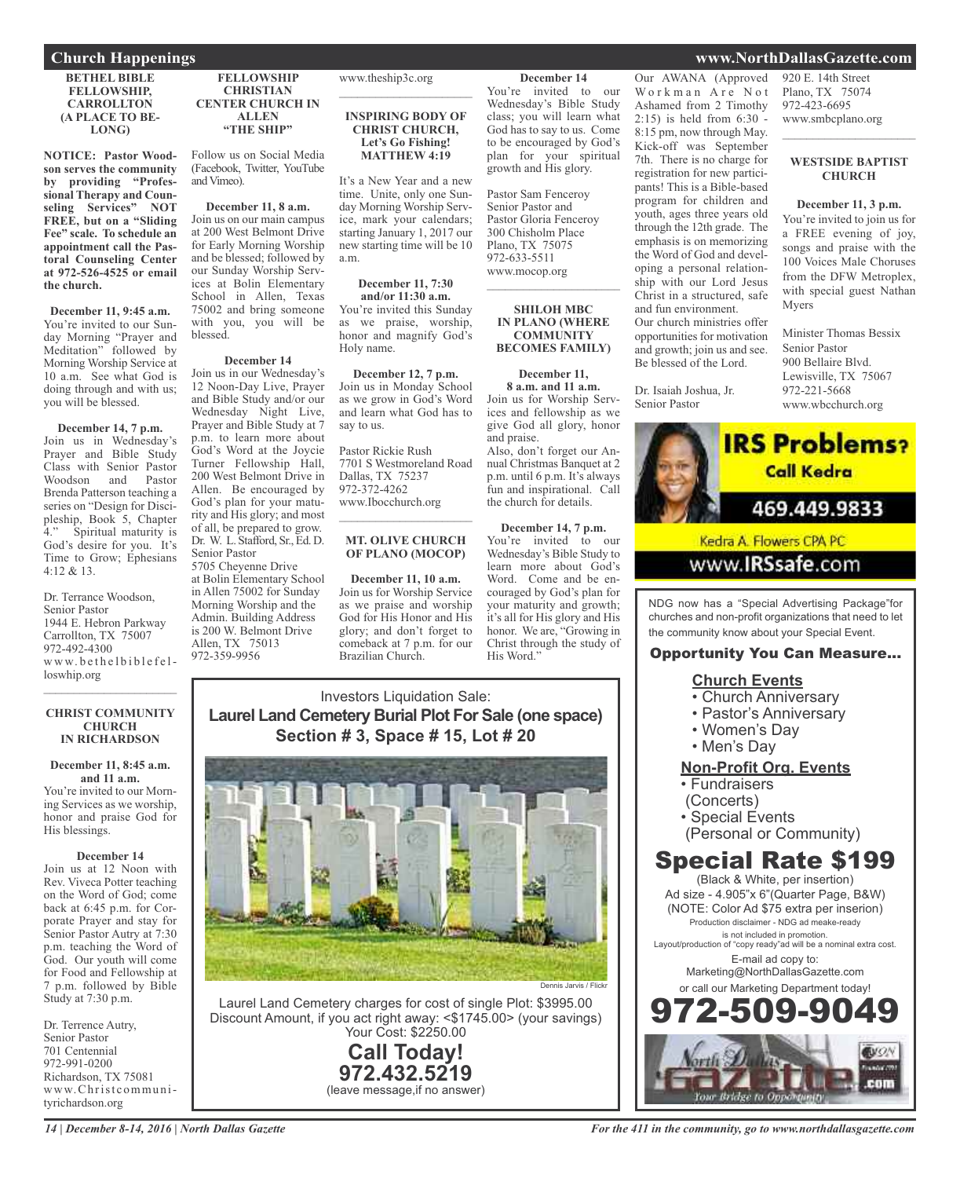## Church Happenings

### BETHEL BIBLE FELLOWSHIP, CARROLLTON (A PLACE TO BELONG)

**NOTICE: Pastor Woodson serves the community by providing "Professional Therapy and Counseling Services" NOT FREE, but on a "Sliding Fee" scale. To schedule an appointment call the Pastoral Counseling Center at 972-526-4525 or email the church.**

**December 11, 9:45 a.m.**
You're invited to our Sunday Morning "Prayer and Meditation" followed by Morning Worship Service at 10 a.m. See what God is doing through and with us; you will be blessed.

**December 14, 7 p.m.**
Join us in Wednesday's Prayer and Bible Study Class with Senior Pastor Woodson and Pastor Brenda Patterson teaching a series on "Design for Discipleship, Book 5, Chapter 4." Spiritual maturity is God's desire for you. It's Time to Grow; Ephesians 4:12 & 13.

Dr. Terrance Woodson,
Senior Pastor
1944 E. Hebron Parkway
Carrollton, TX 75007
972-492-4300
www.bethelbiblefelloswhip.org

### CHRIST COMMUNITY CHURCH IN RICHARDSON

**December 11, 8:45 a.m. and 11 a.m.**
You're invited to our Morning Services as we worship, honor and praise God for His blessings.

**December 14**
Join us at 12 Noon with Rev. Viveca Potter teaching on the Word of God; come back at 6:45 p.m. for Corporate Prayer and stay for Senior Pastor Autry at 7:30 p.m. teaching the Word of God. Our youth will come for Food and Fellowship at 7 p.m. followed by Bible Study at 7:30 p.m.

Dr. Terrence Autry,
Senior Pastor
701 Centennial
972-991-0200
Richardson, TX 75081
www.Christcommunityrichardson.org

### FELLOWSHIP CHRISTIAN CENTER CHURCH IN ALLEN "THE SHIP"

Follow us on Social Media (Facebook, Twitter, YouTube and Vimeo).

**December 11, 8 a.m.**
Join us on our main campus at 200 West Belmont Drive for Early Morning Worship and be blessed; followed by our Sunday Worship Services at Bolin Elementary School in Allen, Texas 75002 and bring someone with you, you will be blessed.

**December 14**
Join us in our Wednesday's 12 Noon-Day Live, Prayer and Bible Study and/or our Wednesday Night Live, Prayer and Bible Study at 7 p.m. to learn more about God's Word at the Joycie Turner Fellowship Hall, 200 West Belmont Drive in Allen. Be encouraged by God's plan for your maturity and His glory; and most of all, be prepared to grow.

Dr. W. L. Stafford, Sr., Ed. D.
Senior Pastor
5705 Cheyenne Drive
at Bolin Elementary School in Allen 75002 for Sunday Morning Worship and the Admin. Building Address is 200 W. Belmont Drive
Allen, TX 75013
972-359-9956
www.theship3c.org

### INSPIRING BODY OF CHRIST CHURCH, Let's Go Fishing! MATTHEW 4:19

It's a New Year and a new time. Unite, only one Sunday Morning Worship Service, mark your calendars; starting January 1, 2017 our new starting time will be 10 a.m.

**December 11, 7:30 and/or 11:30 a.m.**
You're invited this Sunday as we praise, worship, honor and magnify God's Holy name.

**December 12, 7 p.m.**
Join us in Monday School as we grow in God's Word and learn what God has to say to us.

Pastor Rickie Rush
7701 S Westmoreland Road
Dallas, TX 75237
972-372-4262
www.Ibocchurch.org

### MT. OLIVE CHURCH OF PLANO (MOCOP)

**December 11, 10 a.m.**
Join us for Worship Service as we praise and worship God for His Honor and His glory; and don't forget to comeback at 7 p.m. for our Brazilian Church.

**December 14**
You're invited to our Wednesday's Bible Study class; you will learn what God has to say to you. Come to be encouraged by God's plan for your spiritual growth and His glory.

Pastor Sam Fenceroy
Senior Pastor and
Pastor Gloria Fenceroy
300 Chisholm Place
Plano, TX 75075
972-633-5511
www.mocop.org

### SHILOH MBC IN PLANO (WHERE COMMUNITY BECOMES FAMILY)

**December 11, 8 a.m. and 11 a.m.**
Join us for Worship Services and fellowship as we give God all glory, honor and praise.
Also, don't forget our Annual Christmas Banquet at 2 p.m. until 6 p.m. It's always fun and inspirational. Call the church for details.

**December 14, 7 p.m.**
You're invited to our Wednesday's Bible Study to learn more about God's Word. Come and be encouraged by God's plan for your maturity and growth; it's all for His glory and His honor. We are, "Growing in Christ through the study of His Word."

Our AWANA (Approved Workman Are Not Ashamed from 2 Timothy 2:15) is held from 6:30 - 8:15 pm, now through May. Kick-off was September 7th. There is no charge for registration for new participants! This is a Bible-based program for children and youth, ages three years old through the 12th grade. The emphasis is on memorizing the Word of God and developing a personal relationship with our Lord Jesus Christ in a structured, safe and fun environment.
Our church ministries offer opportunities for motivation and growth; join us and see. Be blessed of the Lord.

Dr. Isaiah Joshua, Jr.
Senior Pastor
920 E. 14th Street
Plano, TX 75074
972-423-6695
www.smbcplano.org

### WESTSIDE BAPTIST CHURCH

**December 11, 3 p.m.**
You're invited to join us for a FREE evening of joy, songs and praise with the 100 Voices Male Choruses from the DFW Metroplex, with special guest Nathan Myers

Minister Thomas Bessix
Senior Pastor
900 Bellaire Blvd.
Lewisville, TX 75067
972-221-5668
www.wbcchurch.org

---

**IRS Problems? Call Kedra**
469.449.9833
Kedra A. Flowers CPA PC
www.IRSsafe.com

---

Investors Liquidation Sale:
**Laurel Land Cemetery Burial Plot For Sale (one space)**
**Section # 3, Space # 15, Lot # 20**

Dennis Jarvis / Flickr

Laurel Land Cemetery charges for cost of single Plot: $3995.00
Discount Amount, if you act right away: <$1745.00> (your savings)
Your Cost: $2250.00
**Call Today!**
**972.432.5219**
(leave message,if no answer)

---

NDG now has a "Special Advertising Package"for churches and non-profit organizations that need to let the community know about your Special Event.

**Opportunity You Can Measure...**

**Church Events**
- Church Anniversary
- Pastor's Anniversary
- Women's Day
- Men's Day

**Non-Profit Org. Events**
- Fundraisers (Concerts)
- Special Events (Personal or Community)

**Special Rate $199**
(Black & White, per insertion)
Ad size - 4.905"x 6"(Quarter Page, B&W)
(NOTE: Color Ad $75 extra per inserion)
Production disclaimer - NDG ad meake-ready is not included in promotion.
Layout/production of "copy ready"ad will be a nominal extra cost.
E-mail ad copy to:
Marketing@NorthDallasGazette.com
or call our Marketing Department today!
**972-509-9049**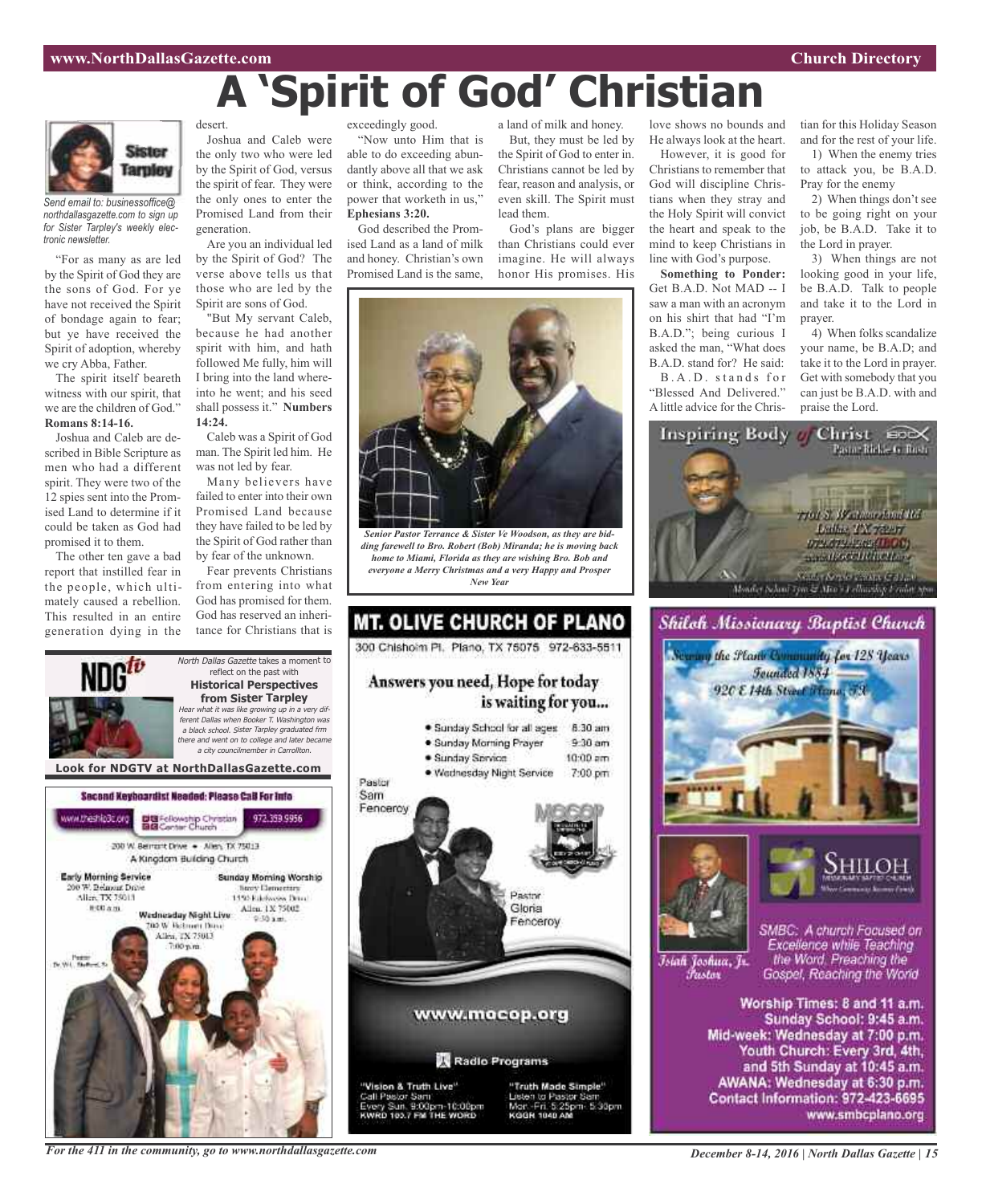# A 'Spirit of God' Christian

**Sister Tarpley**

*Send email to: businessoffice@northdallasgazette.com to sign up for Sister Tarpley's weekly electronic newsletter.*

"For as many as are led by the Spirit of God they are the sons of God. For ye have not received the Spirit of bondage again to fear; but ye have received the Spirit of adoption, whereby we cry Abba, Father.

The spirit itself beareth witness with our spirit, that we are the children of God." **Romans 8:14-16.**

Joshua and Caleb are described in Bible Scripture as men who had a different spirit. They were two of the 12 spies sent into the Promised Land to determine if it could be taken as God had promised it to them.

The other ten gave a bad report that instilled fear in the people, which ultimately caused a rebellion. This resulted in an entire generation dying in the desert.

Joshua and Caleb were the only two who were led by the Spirit of God, versus the spirit of fear. They were the only ones to enter the Promised Land from their generation.

Are you an individual led by the Spirit of God? The verse above tells us that those who are led by the Spirit are sons of God.

"But My servant Caleb, because he had another spirit with him, and hath followed Me fully, him will I bring into the land whereinto he went; and his seed shall possess it." **Numbers 14:24.**

Caleb was a Spirit of God man. The Spirit led him. He was not led by fear.

Many believers have failed to enter into their own Promised Land because they have failed to be led by the Spirit of God rather than by fear of the unknown.

Fear prevents Christians from entering into what God has promised for them. God has reserved an inheritance for Christians that is exceedingly good.

"Now unto Him that is able to do exceeding abundantly above all that we ask or think, according to the power that worketh in us," **Ephesians 3:20.**

God described the Promised Land as a land of milk and honey. Christian's own Promised Land is the same, a land of milk and honey.

But, they must be led by the Spirit of God to enter in. Christians cannot be led by fear, reason and analysis, or even skill. The Spirit must lead them.

God's plans are bigger than Christians could ever imagine. He will always honor His promises. His love shows no bounds and He always look at the heart.

However, it is good for Christians to remember that God will discipline Christians when they stray and the Holy Spirit will convict the heart and speak to the mind to keep Christians in line with God's purpose.

**Something to Ponder:** Get B.A.D. Not MAD -- I saw a man with an acronym on his shirt that had "I'm B.A.D."; being curious I asked the man, "What does B.A.D. stand for? He said: B.A.D. stands for "Blessed And Delivered." A little advice for the Christian for this Holiday Season and for the rest of your life.

1) When the enemy tries to attack you, be B.A.D. Pray for the enemy

2) When things don't see to be going right on your job, be B.A.D. Take it to the Lord in prayer.

3) When things are not looking good in your life, be B.A.D. Talk to people and take it to the Lord in prayer.

4) When folks scandalize your name, be B.A.D; and take it to the Lord in prayer. Get with somebody that you can just be B.A.D. with and praise the Lord.

*Senior Pastor Terrance & Sister Ve Woodson, as they are bidding farewell to Bro. Robert (Bob) Miranda; he is moving back home to Miami, Florida as they are wishing Bro. Bob and everyone a Merry Christmas and a very Happy and Prosper New Year*

**NDGtv**

*North Dallas Gazette* takes a moment to reflect on the past with
**Historical Perspectives from Sister Tarpley**
*Hear what it was like growing up in a very different Dallas when Booker T. Washington was a black school. Sister Tarpley graduated frm there and went on to college and later became a city councilmember in Carrollton.*

**Look for NDGTV at NorthDallasGazette.com**

**Second Keyboardist Needed: Please Call For Info**

www.theship3c.org
Fellowship Christian Center Church
972.359.9956

200 W. Belmont Drive • Allen, TX 75013
A Kingdom Building Church

Early Morning Service
200 W. Belmont Drive
Allen, TX 75013
8:00 a.m.

Sunday Morning Worship
Story Elementary
1550 Edelweiss Drive
Allen, TX 75002
9:30 a.m.

Wednesday Night Live
200 W. Belmont Drive
Allen, TX 75013
7:00 p.m.

Pastor
Dr. W.L. Stafford, Sr.

## MT. OLIVE CHURCH OF PLANO

300 Chisholm Pl. Plano, TX 75075 972-633-5511

Answers you need, Hope for today is waiting for you...

- Sunday School for all ages 8:30 am
- Sunday Morning Prayer 9:30 am
- Sunday Service 10:00 am
- Wednesday Night Service 7:00 pm

Pastor Sam Fenceroy

Pastor Gloria Fenceroy

www.mocop.org

Radio Programs

"Vision & Truth Live"
Call Pastor Sam
Every Sun. 9:00pm-10:00pm
KWRD 100.7 FM THE WORD

"Truth Made Simple"
Listen to Pastor Sam
Mon.-Fri. 5:25pm- 5:30pm
KGGR 1040 AM

**Inspiring Body of Christ**
Pastor Rickie G. Rush

7701 S. Westmoreland Rd.
Dallas, TX 75237
972.372.4262 (IBOC)
www.IBOCChurch.org

Sunday Service 7:30 & 11 a.m.
Monday School 7pm & Men's Fellowship Friday 7pm

## Shiloh Missionary Baptist Church

Serving the Plano Community for 128 Years
Founded 1884
920 E 14th Street Plano, TX

SHILOH
Missionary Baptist Church
Where Community Becomes Family

Isiah Joshua, Jr.
Pastor

SMBC: A church Focused on Excellence while Teaching the Word, Preaching the Gospel, Reaching the World

Worship Times: 8 and 11 a.m.
Sunday School: 9:45 a.m.
Mid-week: Wednesday at 7:00 p.m.
Youth Church: Every 3rd, 4th, and 5th Sunday at 10:45 a.m.
AWANA: Wednesday at 6:30 p.m.
Contact Information: 972-423-6695
www.smbcplano.org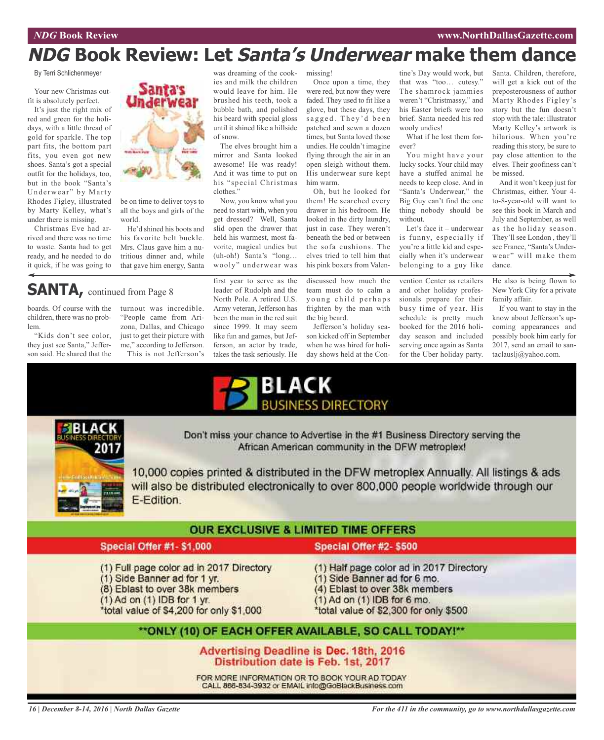# NDG Book Review: Let *Santa's Underwear* make them dance

By Terri Schlichenmeyer

Your new Christmas outfit is absolutely perfect.

It's just the right mix of red and green for the holidays, with a little thread of gold for sparkle. The top part fits, the bottom part fits, you even got new shoes. Santa's got a special outfit for the holidays, too, but in the book "Santa's Underwear" by Marty Rhodes Figley, illustrated by Marty Kelley, what's under there is missing.

Christmas Eve had arrived and there was no time to waste. Santa had to get ready, and he needed to do it quick, if he was going to be on time to deliver toys to all the boys and girls of the world.

He'd shined his boots and his favorite belt buckle. Mrs. Claus gave him a nutritious dinner and, while that gave him energy, Santa was dreaming of the cookies and milk the children would leave for him. He brushed his teeth, took a bubble bath, and polished his beard with special gloss until it shined like a hillside of snow.

The elves brought him a mirror and Santa looked awesome! He was ready! And it was time to put on his "special Christmas clothes."

Now, you know what you need to start with, when you get dressed? Well, Santa slid open the drawer that held his warmest, most favorite, magical undies but (uh-oh!) Santa's "long… wooly" underwear was missing!

Once upon a time, they were red, but now they were faded. They used to fit like a glove, but these days, they sagged. They'd been patched and sewn a dozen times, but Santa loved those undies. He couldn't imagine flying through the air in an open sleigh without them. His underwear sure kept him warm.

Oh, but he looked for them! He searched every drawer in his bedroom. He looked in the dirty laundry, just in case. They weren't beneath the bed or between the sofa cushions. The elves tried to tell him that his pink boxers from Valentine's Day would work, but that was "too… cutesy." The shamrock jammies weren't "Christmassy," and his Easter briefs were too brief. Santa needed his red wooly undies!

What if he lost them forever?

You might have your lucky socks. Your child may have a stuffed animal he needs to keep close. And in "Santa's Underwear," the Big Guy can't find the one thing nobody should be without.

Let's face it – underwear is funny, especially if you're a little kid and especially when it's underwear belonging to a guy like Santa. Children, therefore, will get a kick out of the preposterousness of author Marty Rhodes Figley's story but the fun doesn't stop with the tale: illustrator Marty Kelley's artwork is hilarious. When you're reading this story, be sure to pay close attention to the elves. Their goofiness can't be missed.

And it won't keep just for Christmas, either. Your 4-to-8-year-old will want to see this book in March and July and September, as well as the holiday season. They'll see London , they'll see France, "Santa's Underwear" will make them dance.

## SANTA, continued from Page 8

boards. Of course with the children, there was no problem.

"Kids don't see color, they just see Santa," Jefferson said. He shared that the turnout was incredible. "People came from Arizona, Dallas, and Chicago just to get their picture with me," according to Jefferson.

This is not Jefferson's first year to serve as the leader of Rudolph and the North Pole. A retired U.S. Army veteran, Jefferson has been the man in the red suit since 1999. It may seem like fun and games, but Jefferson, an actor by trade, takes the task seriously. He discussed how much the team must do to calm a young child perhaps frighten by the man with the big beard.

Jefferson's holiday season kicked off in September when he was hired for holiday shows held at the Convention Center as retailers and other holiday professionals prepare for their busy time of year. His schedule is pretty much booked for the 2016 holiday season and included serving once again as Santa for the Uber holiday party. He also is being flown to New York City for a private family affair.

If you want to stay in the know about Jefferson's upcoming appearances and possibly book him early for 2017, send an email to santaclauslj@yahoo.com.

## BLACK BUSINESS DIRECTORY

Don't miss your chance to Advertise in the #1 Business Directory serving the African American community in the DFW metroplex!

10,000 copies printed & distributed in the DFW metroplex Annually. All listings & ads will also be distributed electronically to over 800,000 people worldwide through our E-Edition.

**OUR EXCLUSIVE & LIMITED TIME OFFERS**

**Special Offer #1- $1,000**

(1) Full page color ad in 2017 Directory
(1) Side Banner ad for 1 yr.
(8) Eblast to over 38k members
(1) Ad on (1) IDB for 1 yr.
*total value of $4,200 for only $1,000

**Special Offer #2- $500**

(1) Half page color ad in 2017 Directory
(1) Side Banner ad for 6 mo.
(4) Eblast to over 38k members
(1) Ad on (1) IDB for 6 mo.
*total value of $2,300 for only $500

**ONLY (10) OF EACH OFFER AVAILABLE, SO CALL TODAY!**

**Advertising Deadline is Dec. 18th, 2016**
**Distribution date is Feb. 1st, 2017**

FOR MORE INFORMATION OR TO BOOK YOUR AD TODAY CALL 866-834-3932 or EMAIL info@GoBlackBusiness.com